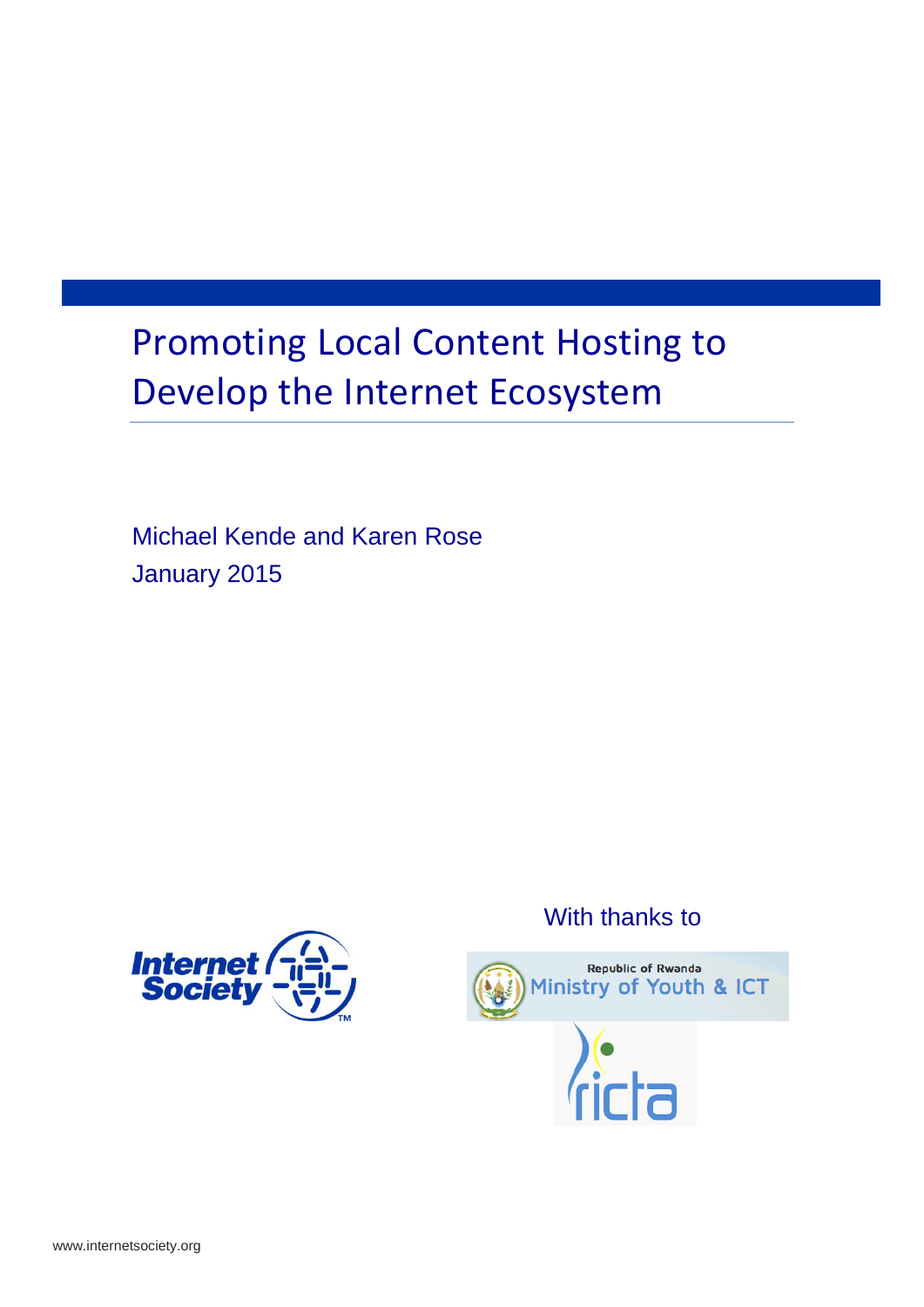# Promoting Local Content Hosting to Develop the Internet Ecosystem

Michael Kende and Karen Rose

January 2015

With thanks to

Republic of Rwanda
Ministry of Youth & ICT

ricta

www.internetsociety.org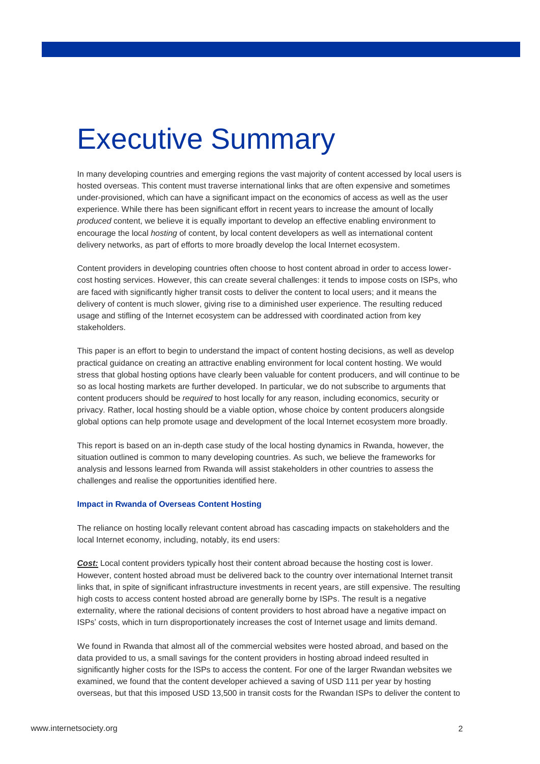# Executive Summary

In many developing countries and emerging regions the vast majority of content accessed by local users is hosted overseas. This content must traverse international links that are often expensive and sometimes under-provisioned, which can have a significant impact on the economics of access as well as the user experience. While there has been significant effort in recent years to increase the amount of locally *produced* content, we believe it is equally important to develop an effective enabling environment to encourage the local *hosting* of content, by local content developers as well as international content delivery networks, as part of efforts to more broadly develop the local Internet ecosystem.

Content providers in developing countries often choose to host content abroad in order to access lower-cost hosting services. However, this can create several challenges: it tends to impose costs on ISPs, who are faced with significantly higher transit costs to deliver the content to local users; and it means the delivery of content is much slower, giving rise to a diminished user experience. The resulting reduced usage and stifling of the Internet ecosystem can be addressed with coordinated action from key stakeholders.

This paper is an effort to begin to understand the impact of content hosting decisions, as well as develop practical guidance on creating an attractive enabling environment for local content hosting. We would stress that global hosting options have clearly been valuable for content producers, and will continue to be so as local hosting markets are further developed. In particular, we do not subscribe to arguments that content producers should be *required* to host locally for any reason, including economics, security or privacy. Rather, local hosting should be a viable option, whose choice by content producers alongside global options can help promote usage and development of the local Internet ecosystem more broadly.

This report is based on an in-depth case study of the local hosting dynamics in Rwanda, however, the situation outlined is common to many developing countries. As such, we believe the frameworks for analysis and lessons learned from Rwanda will assist stakeholders in other countries to assess the challenges and realise the opportunities identified here.

### Impact in Rwanda of Overseas Content Hosting

The reliance on hosting locally relevant content abroad has cascading impacts on stakeholders and the local Internet economy, including, notably, its end users:

***Cost:*** Local content providers typically host their content abroad because the hosting cost is lower. However, content hosted abroad must be delivered back to the country over international Internet transit links that, in spite of significant infrastructure investments in recent years, are still expensive. The resulting high costs to access content hosted abroad are generally borne by ISPs. The result is a negative externality, where the rational decisions of content providers to host abroad have a negative impact on ISPs' costs, which in turn disproportionately increases the cost of Internet usage and limits demand.

We found in Rwanda that almost all of the commercial websites were hosted abroad, and based on the data provided to us, a small savings for the content providers in hosting abroad indeed resulted in significantly higher costs for the ISPs to access the content. For one of the larger Rwandan websites we examined, we found that the content developer achieved a saving of USD 111 per year by hosting overseas, but that this imposed USD 13,500 in transit costs for the Rwandan ISPs to deliver the content to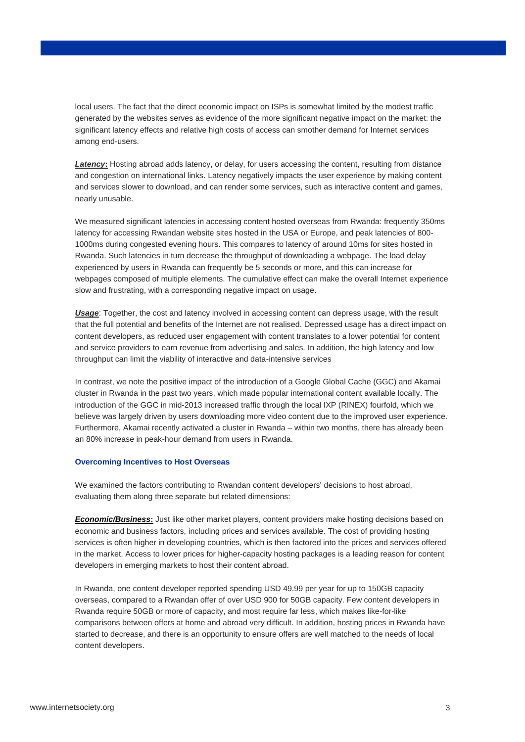local users. The fact that the direct economic impact on ISPs is somewhat limited by the modest traffic generated by the websites serves as evidence of the more significant negative impact on the market: the significant latency effects and relative high costs of access can smother demand for Internet services among end-users.

***Latency*:** Hosting abroad adds latency, or delay, for users accessing the content, resulting from distance and congestion on international links. Latency negatively impacts the user experience by making content and services slower to download, and can render some services, such as interactive content and games, nearly unusable.

We measured significant latencies in accessing content hosted overseas from Rwanda: frequently 350ms latency for accessing Rwandan website sites hosted in the USA or Europe, and peak latencies of 800-1000ms during congested evening hours. This compares to latency of around 10ms for sites hosted in Rwanda. Such latencies in turn decrease the throughput of downloading a webpage. The load delay experienced by users in Rwanda can frequently be 5 seconds or more, and this can increase for webpages composed of multiple elements. The cumulative effect can make the overall Internet experience slow and frustrating, with a corresponding negative impact on usage.

***Usage***: Together, the cost and latency involved in accessing content can depress usage, with the result that the full potential and benefits of the Internet are not realised. Depressed usage has a direct impact on content developers, as reduced user engagement with content translates to a lower potential for content and service providers to earn revenue from advertising and sales. In addition, the high latency and low throughput can limit the viability of interactive and data-intensive services

In contrast, we note the positive impact of the introduction of a Google Global Cache (GGC) and Akamai cluster in Rwanda in the past two years, which made popular international content available locally. The introduction of the GGC in mid-2013 increased traffic through the local IXP (RINEX) fourfold, which we believe was largely driven by users downloading more video content due to the improved user experience. Furthermore, Akamai recently activated a cluster in Rwanda – within two months, there has already been an 80% increase in peak-hour demand from users in Rwanda.

### Overcoming Incentives to Host Overseas

We examined the factors contributing to Rwandan content developers' decisions to host abroad, evaluating them along three separate but related dimensions:

***Economic/Business*:** Just like other market players, content providers make hosting decisions based on economic and business factors, including prices and services available. The cost of providing hosting services is often higher in developing countries, which is then factored into the prices and services offered in the market. Access to lower prices for higher-capacity hosting packages is a leading reason for content developers in emerging markets to host their content abroad.

In Rwanda, one content developer reported spending USD 49.99 per year for up to 150GB capacity overseas, compared to a Rwandan offer of over USD 900 for 50GB capacity. Few content developers in Rwanda require 50GB or more of capacity, and most require far less, which makes like-for-like comparisons between offers at home and abroad very difficult. In addition, hosting prices in Rwanda have started to decrease, and there is an opportunity to ensure offers are well matched to the needs of local content developers.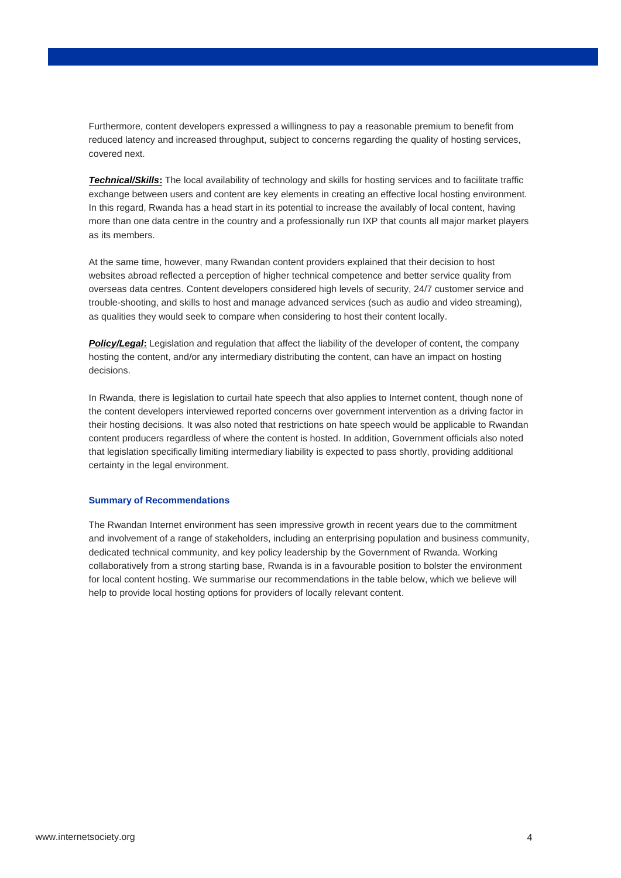Furthermore, content developers expressed a willingness to pay a reasonable premium to benefit from reduced latency and increased throughput, subject to concerns regarding the quality of hosting services, covered next.

***Technical/Skills*:** The local availability of technology and skills for hosting services and to facilitate traffic exchange between users and content are key elements in creating an effective local hosting environment. In this regard, Rwanda has a head start in its potential to increase the availably of local content, having more than one data centre in the country and a professionally run IXP that counts all major market players as its members.

At the same time, however, many Rwandan content providers explained that their decision to host websites abroad reflected a perception of higher technical competence and better service quality from overseas data centres. Content developers considered high levels of security, 24/7 customer service and trouble-shooting, and skills to host and manage advanced services (such as audio and video streaming), as qualities they would seek to compare when considering to host their content locally.

***Policy/Legal*:** Legislation and regulation that affect the liability of the developer of content, the company hosting the content, and/or any intermediary distributing the content, can have an impact on hosting decisions.

In Rwanda, there is legislation to curtail hate speech that also applies to Internet content, though none of the content developers interviewed reported concerns over government intervention as a driving factor in their hosting decisions. It was also noted that restrictions on hate speech would be applicable to Rwandan content producers regardless of where the content is hosted. In addition, Government officials also noted that legislation specifically limiting intermediary liability is expected to pass shortly, providing additional certainty in the legal environment.

#### Summary of Recommendations

The Rwandan Internet environment has seen impressive growth in recent years due to the commitment and involvement of a range of stakeholders, including an enterprising population and business community, dedicated technical community, and key policy leadership by the Government of Rwanda. Working collaboratively from a strong starting base, Rwanda is in a favourable position to bolster the environment for local content hosting. We summarise our recommendations in the table below, which we believe will help to provide local hosting options for providers of locally relevant content.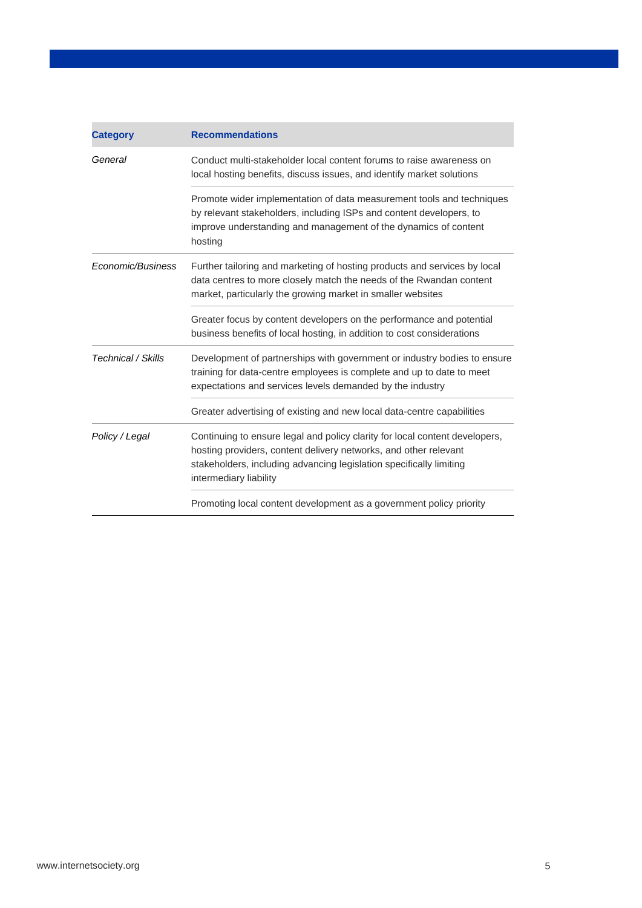| Category | Recommendations |
|---|---|
| *General* | Conduct multi-stakeholder local content forums to raise awareness on local hosting benefits, discuss issues, and identify market solutions |
| | Promote wider implementation of data measurement tools and techniques by relevant stakeholders, including ISPs and content developers, to improve understanding and management of the dynamics of content hosting |
| *Economic/Business* | Further tailoring and marketing of hosting products and services by local data centres to more closely match the needs of the Rwandan content market, particularly the growing market in smaller websites |
| | Greater focus by content developers on the performance and potential business benefits of local hosting, in addition to cost considerations |
| *Technical / Skills* | Development of partnerships with government or industry bodies to ensure training for data-centre employees is complete and up to date to meet expectations and services levels demanded by the industry |
| | Greater advertising of existing and new local data-centre capabilities |
| *Policy / Legal* | Continuing to ensure legal and policy clarity for local content developers, hosting providers, content delivery networks, and other relevant stakeholders, including advancing legislation specifically limiting intermediary liability |
| | Promoting local content development as a government policy priority |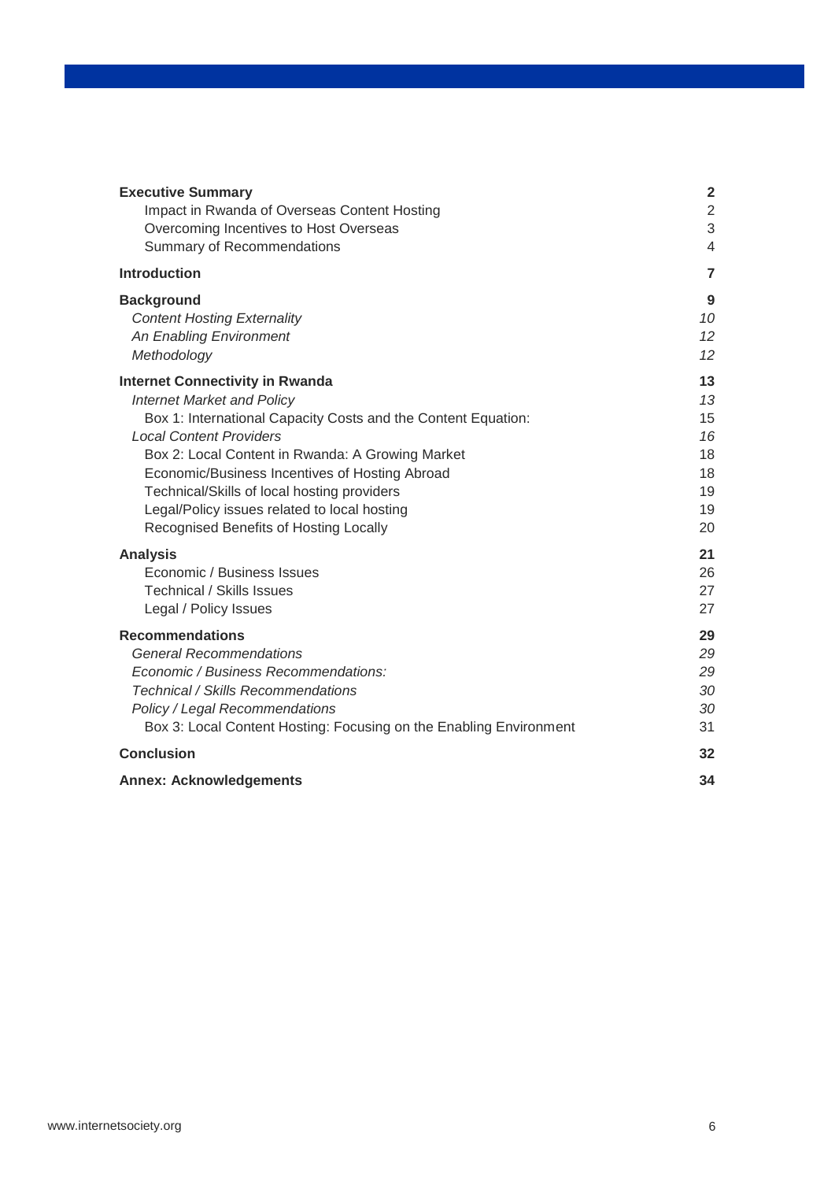| | |
|---|---|
| **Executive Summary** | **2** |
| Impact in Rwanda of Overseas Content Hosting | 2 |
| Overcoming Incentives to Host Overseas | 3 |
| Summary of Recommendations | 4 |
| **Introduction** | **7** |
| **Background** | **9** |
| *Content Hosting Externality* | *10* |
| *An Enabling Environment* | *12* |
| *Methodology* | *12* |
| **Internet Connectivity in Rwanda** | **13** |
| *Internet Market and Policy* | *13* |
| Box 1: International Capacity Costs and the Content Equation: | 15 |
| *Local Content Providers* | *16* |
| Box 2: Local Content in Rwanda: A Growing Market | 18 |
| Economic/Business Incentives of Hosting Abroad | 18 |
| Technical/Skills of local hosting providers | 19 |
| Legal/Policy issues related to local hosting | 19 |
| Recognised Benefits of Hosting Locally | 20 |
| **Analysis** | **21** |
| Economic / Business Issues | 26 |
| Technical / Skills Issues | 27 |
| Legal / Policy Issues | 27 |
| **Recommendations** | **29** |
| *General Recommendations* | *29* |
| *Economic / Business Recommendations:* | *29* |
| *Technical / Skills Recommendations* | *30* |
| *Policy / Legal Recommendations* | *30* |
| Box 3: Local Content Hosting: Focusing on the Enabling Environment | 31 |
| **Conclusion** | **32** |
| **Annex: Acknowledgements** | **34** |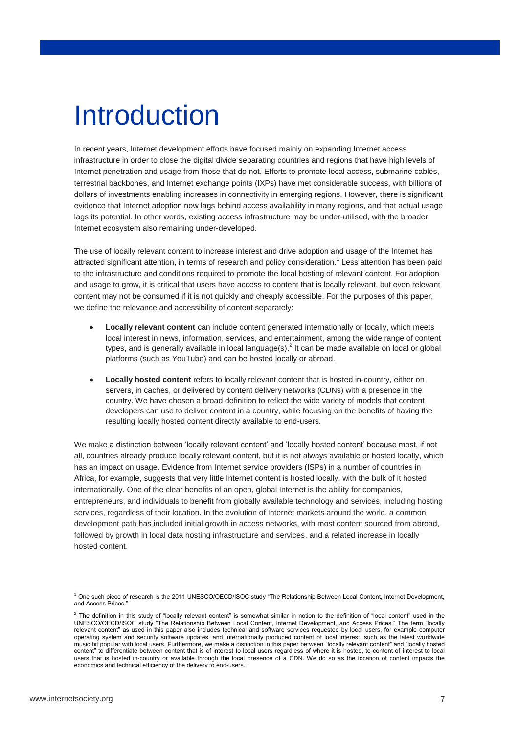# Introduction

In recent years, Internet development efforts have focused mainly on expanding Internet access infrastructure in order to close the digital divide separating countries and regions that have high levels of Internet penetration and usage from those that do not. Efforts to promote local access, submarine cables, terrestrial backbones, and Internet exchange points (IXPs) have met considerable success, with billions of dollars of investments enabling increases in connectivity in emerging regions. However, there is significant evidence that Internet adoption now lags behind access availability in many regions, and that actual usage lags its potential. In other words, existing access infrastructure may be under-utilised, with the broader Internet ecosystem also remaining under-developed.

The use of locally relevant content to increase interest and drive adoption and usage of the Internet has attracted significant attention, in terms of research and policy consideration.[1] Less attention has been paid to the infrastructure and conditions required to promote the local hosting of relevant content. For adoption and usage to grow, it is critical that users have access to content that is locally relevant, but even relevant content may not be consumed if it is not quickly and cheaply accessible. For the purposes of this paper, we define the relevance and accessibility of content separately:

- **Locally relevant content** can include content generated internationally or locally, which meets local interest in news, information, services, and entertainment, among the wide range of content types, and is generally available in local language(s).[2] It can be made available on local or global platforms (such as YouTube) and can be hosted locally or abroad.
- **Locally hosted content** refers to locally relevant content that is hosted in-country, either on servers, in caches, or delivered by content delivery networks (CDNs) with a presence in the country. We have chosen a broad definition to reflect the wide variety of models that content developers can use to deliver content in a country, while focusing on the benefits of having the resulting locally hosted content directly available to end-users.

We make a distinction between 'locally relevant content' and 'locally hosted content' because most, if not all, countries already produce locally relevant content, but it is not always available or hosted locally, which has an impact on usage. Evidence from Internet service providers (ISPs) in a number of countries in Africa, for example, suggests that very little Internet content is hosted locally, with the bulk of it hosted internationally. One of the clear benefits of an open, global Internet is the ability for companies, entrepreneurs, and individuals to benefit from globally available technology and services, including hosting services, regardless of their location. In the evolution of Internet markets around the world, a common development path has included initial growth in access networks, with most content sourced from abroad, followed by growth in local data hosting infrastructure and services, and a related increase in locally hosted content.

[1] One such piece of research is the 2011 UNESCO/OECD/ISOC study "The Relationship Between Local Content, Internet Development, and Access Prices."

[2] The definition in this study of "locally relevant content" is somewhat similar in notion to the definition of "local content" used in the UNESCO/OECD/ISOC study "The Relationship Between Local Content, Internet Development, and Access Prices." The term "locally relevant content" as used in this paper also includes technical and software services requested by local users, for example computer operating system and security software updates, and internationally produced content of local interest, such as the latest worldwide music hit popular with local users. Furthermore, we make a distinction in this paper between "locally relevant content" and "locally hosted content" to differentiate between content that is of interest to local users regardless of where it is hosted, to content of interest to local users that is hosted in-country or available through the local presence of a CDN. We do so as the location of content impacts the economics and technical efficiency of the delivery to end-users.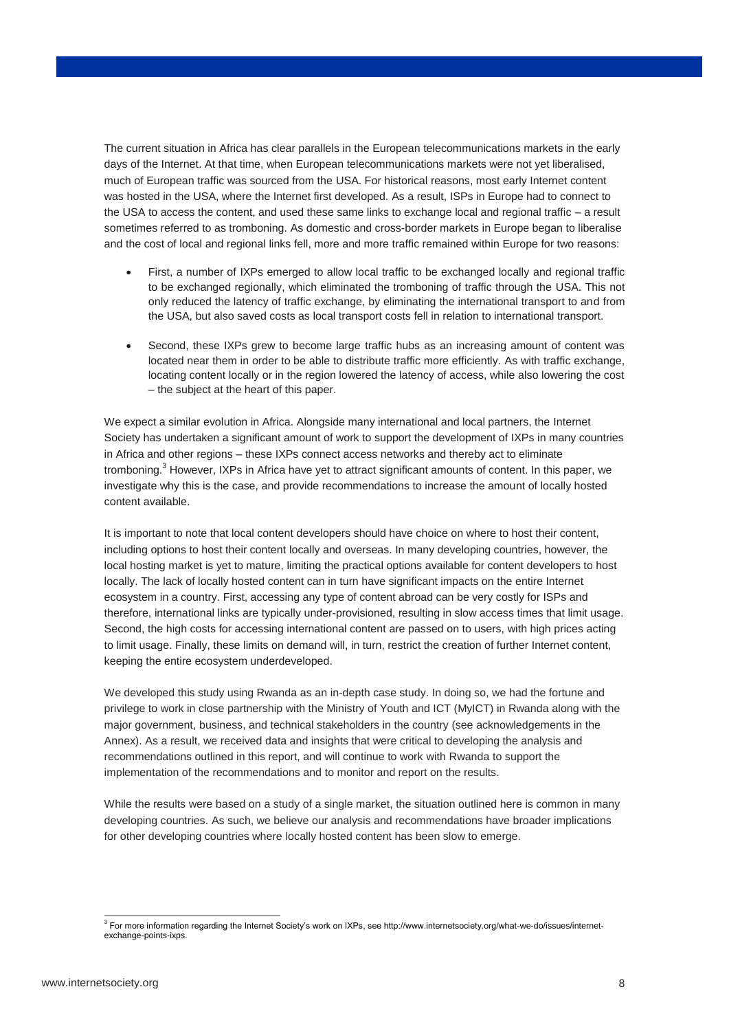The current situation in Africa has clear parallels in the European telecommunications markets in the early days of the Internet. At that time, when European telecommunications markets were not yet liberalised, much of European traffic was sourced from the USA. For historical reasons, most early Internet content was hosted in the USA, where the Internet first developed. As a result, ISPs in Europe had to connect to the USA to access the content, and used these same links to exchange local and regional traffic – a result sometimes referred to as tromboning. As domestic and cross-border markets in Europe began to liberalise and the cost of local and regional links fell, more and more traffic remained within Europe for two reasons:

- First, a number of IXPs emerged to allow local traffic to be exchanged locally and regional traffic to be exchanged regionally, which eliminated the tromboning of traffic through the USA. This not only reduced the latency of traffic exchange, by eliminating the international transport to and from the USA, but also saved costs as local transport costs fell in relation to international transport.

- Second, these IXPs grew to become large traffic hubs as an increasing amount of content was located near them in order to be able to distribute traffic more efficiently. As with traffic exchange, locating content locally or in the region lowered the latency of access, while also lowering the cost – the subject at the heart of this paper.

We expect a similar evolution in Africa. Alongside many international and local partners, the Internet Society has undertaken a significant amount of work to support the development of IXPs in many countries in Africa and other regions – these IXPs connect access networks and thereby act to eliminate tromboning.[3] However, IXPs in Africa have yet to attract significant amounts of content. In this paper, we investigate why this is the case, and provide recommendations to increase the amount of locally hosted content available.

It is important to note that local content developers should have choice on where to host their content, including options to host their content locally and overseas. In many developing countries, however, the local hosting market is yet to mature, limiting the practical options available for content developers to host locally. The lack of locally hosted content can in turn have significant impacts on the entire Internet ecosystem in a country. First, accessing any type of content abroad can be very costly for ISPs and therefore, international links are typically under-provisioned, resulting in slow access times that limit usage. Second, the high costs for accessing international content are passed on to users, with high prices acting to limit usage. Finally, these limits on demand will, in turn, restrict the creation of further Internet content, keeping the entire ecosystem underdeveloped.

We developed this study using Rwanda as an in-depth case study. In doing so, we had the fortune and privilege to work in close partnership with the Ministry of Youth and ICT (MyICT) in Rwanda along with the major government, business, and technical stakeholders in the country (see acknowledgements in the Annex). As a result, we received data and insights that were critical to developing the analysis and recommendations outlined in this report, and will continue to work with Rwanda to support the implementation of the recommendations and to monitor and report on the results.

While the results were based on a study of a single market, the situation outlined here is common in many developing countries. As such, we believe our analysis and recommendations have broader implications for other developing countries where locally hosted content has been slow to emerge.

---

[3] For more information regarding the Internet Society's work on IXPs, see http://www.internetsociety.org/what-we-do/issues/internet-exchange-points-ixps.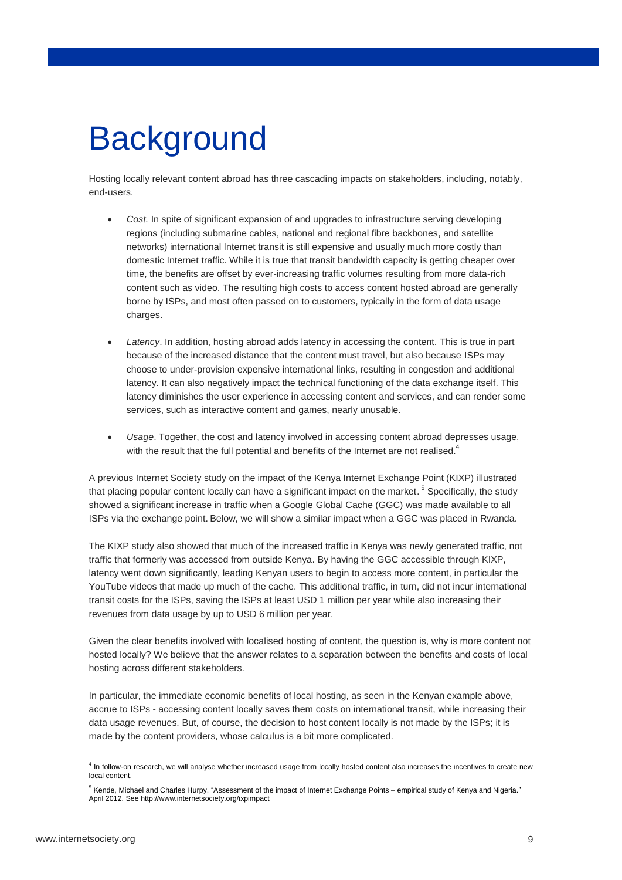# Background

Hosting locally relevant content abroad has three cascading impacts on stakeholders, including, notably, end-users.

- *Cost.* In spite of significant expansion of and upgrades to infrastructure serving developing regions (including submarine cables, national and regional fibre backbones, and satellite networks) international Internet transit is still expensive and usually much more costly than domestic Internet traffic. While it is true that transit bandwidth capacity is getting cheaper over time, the benefits are offset by ever-increasing traffic volumes resulting from more data-rich content such as video. The resulting high costs to access content hosted abroad are generally borne by ISPs, and most often passed on to customers, typically in the form of data usage charges.

- *Latency*. In addition, hosting abroad adds latency in accessing the content. This is true in part because of the increased distance that the content must travel, but also because ISPs may choose to under-provision expensive international links, resulting in congestion and additional latency. It can also negatively impact the technical functioning of the data exchange itself. This latency diminishes the user experience in accessing content and services, and can render some services, such as interactive content and games, nearly unusable.

- *Usage*. Together, the cost and latency involved in accessing content abroad depresses usage, with the result that the full potential and benefits of the Internet are not realised.[4]

A previous Internet Society study on the impact of the Kenya Internet Exchange Point (KIXP) illustrated that placing popular content locally can have a significant impact on the market.[5] Specifically, the study showed a significant increase in traffic when a Google Global Cache (GGC) was made available to all ISPs via the exchange point. Below, we will show a similar impact when a GGC was placed in Rwanda.

The KIXP study also showed that much of the increased traffic in Kenya was newly generated traffic, not traffic that formerly was accessed from outside Kenya. By having the GGC accessible through KIXP, latency went down significantly, leading Kenyan users to begin to access more content, in particular the YouTube videos that made up much of the cache. This additional traffic, in turn, did not incur international transit costs for the ISPs, saving the ISPs at least USD 1 million per year while also increasing their revenues from data usage by up to USD 6 million per year.

Given the clear benefits involved with localised hosting of content, the question is, why is more content not hosted locally? We believe that the answer relates to a separation between the benefits and costs of local hosting across different stakeholders.

In particular, the immediate economic benefits of local hosting, as seen in the Kenyan example above, accrue to ISPs - accessing content locally saves them costs on international transit, while increasing their data usage revenues. But, of course, the decision to host content locally is not made by the ISPs; it is made by the content providers, whose calculus is a bit more complicated.

---

[4] In follow-on research, we will analyse whether increased usage from locally hosted content also increases the incentives to create new local content.

[5] Kende, Michael and Charles Hurpy, "Assessment of the impact of Internet Exchange Points – empirical study of Kenya and Nigeria." April 2012. See http://www.internetsociety.org/ixpimpact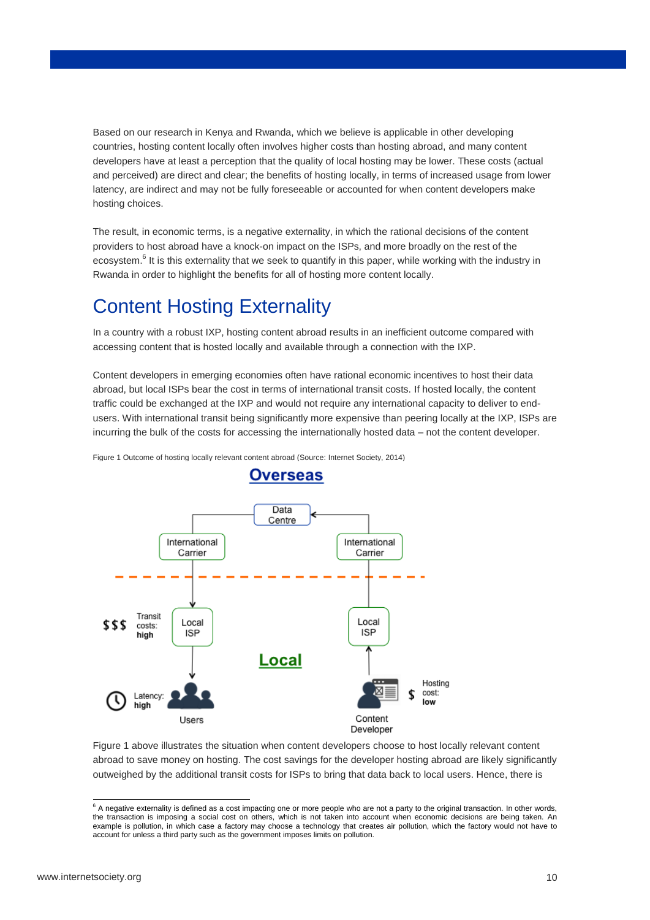Based on our research in Kenya and Rwanda, which we believe is applicable in other developing countries, hosting content locally often involves higher costs than hosting abroad, and many content developers have at least a perception that the quality of local hosting may be lower. These costs (actual and perceived) are direct and clear; the benefits of hosting locally, in terms of increased usage from lower latency, are indirect and may not be fully foreseeable or accounted for when content developers make hosting choices.

The result, in economic terms, is a negative externality, in which the rational decisions of the content providers to host abroad have a knock-on impact on the ISPs, and more broadly on the rest of the ecosystem.[6] It is this externality that we seek to quantify in this paper, while working with the industry in Rwanda in order to highlight the benefits for all of hosting more content locally.

# Content Hosting Externality

In a country with a robust IXP, hosting content abroad results in an inefficient outcome compared with accessing content that is hosted locally and available through a connection with the IXP.

Content developers in emerging economies often have rational economic incentives to host their data abroad, but local ISPs bear the cost in terms of international transit costs. If hosted locally, the content traffic could be exchanged at the IXP and would not require any international capacity to deliver to end-users. With international transit being significantly more expensive than peering locally at the IXP, ISPs are incurring the bulk of the costs for accessing the internationally hosted data – not the content developer.

Figure 1 Outcome of hosting locally relevant content abroad (Source: Internet Society, 2014)

Overseas

Data Centre

International Carrier

International Carrier

$$$ Transit costs: **high**

Local ISP

Local ISP

Local

Latency: **high**

Users

$ Hosting cost: **low**

Content Developer

Figure 1 above illustrates the situation when content developers choose to host locally relevant content abroad to save money on hosting. The cost savings for the developer hosting abroad are likely significantly outweighed by the additional transit costs for ISPs to bring that data back to local users. Hence, there is

---

[6] A negative externality is defined as a cost impacting one or more people who are not a party to the original transaction. In other words, the transaction is imposing a social cost on others, which is not taken into account when economic decisions are being taken. An example is pollution, in which case a factory may choose a technology that creates air pollution, which the factory would not have to account for unless a third party such as the government imposes limits on pollution.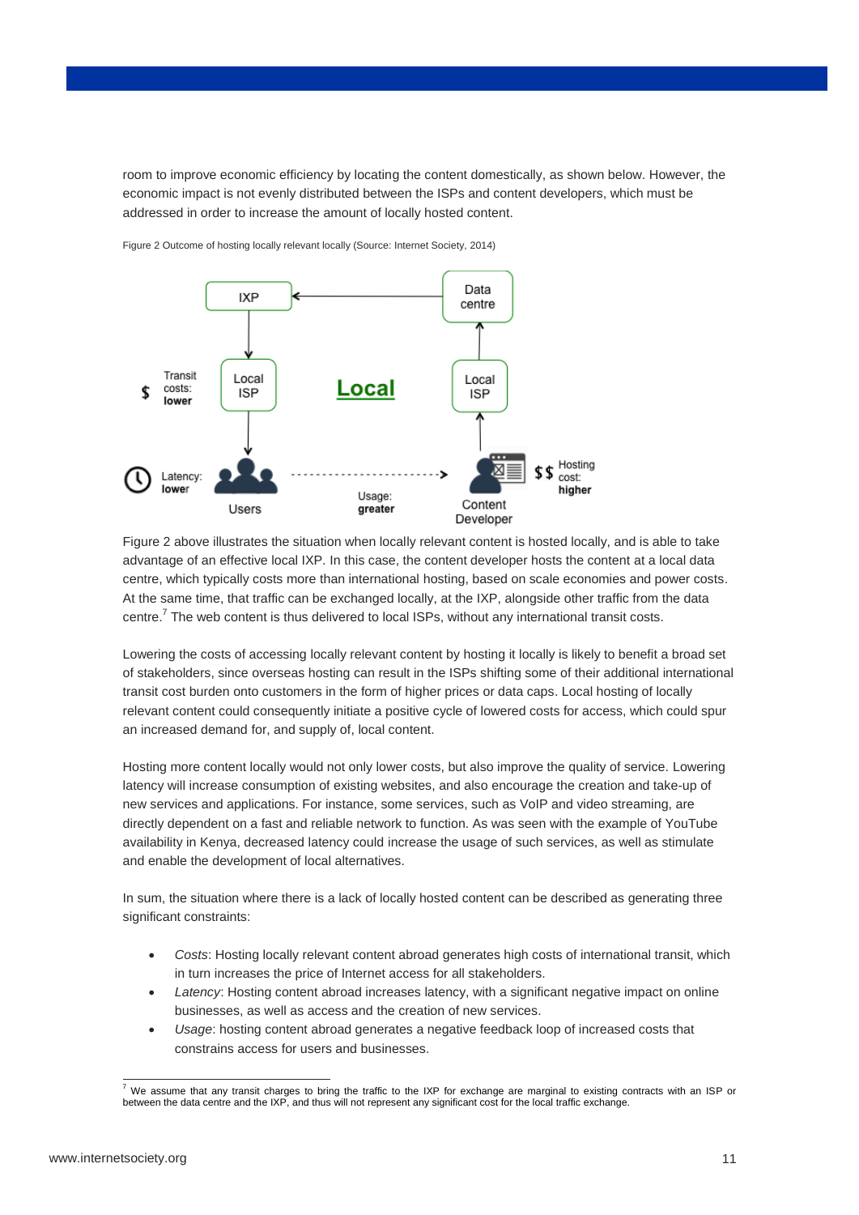room to improve economic efficiency by locating the content domestically, as shown below. However, the economic impact is not evenly distributed between the ISPs and content developers, which must be addressed in order to increase the amount of locally hosted content.

Figure 2 Outcome of hosting locally relevant locally (Source: Internet Society, 2014)

Figure 2 above illustrates the situation when locally relevant content is hosted locally, and is able to take advantage of an effective local IXP. In this case, the content developer hosts the content at a local data centre, which typically costs more than international hosting, based on scale economies and power costs. At the same time, that traffic can be exchanged locally, at the IXP, alongside other traffic from the data centre.[7] The web content is thus delivered to local ISPs, without any international transit costs.

Lowering the costs of accessing locally relevant content by hosting it locally is likely to benefit a broad set of stakeholders, since overseas hosting can result in the ISPs shifting some of their additional international transit cost burden onto customers in the form of higher prices or data caps. Local hosting of locally relevant content could consequently initiate a positive cycle of lowered costs for access, which could spur an increased demand for, and supply of, local content.

Hosting more content locally would not only lower costs, but also improve the quality of service. Lowering latency will increase consumption of existing websites, and also encourage the creation and take-up of new services and applications. For instance, some services, such as VoIP and video streaming, are directly dependent on a fast and reliable network to function. As was seen with the example of YouTube availability in Kenya, decreased latency could increase the usage of such services, as well as stimulate and enable the development of local alternatives.

In sum, the situation where there is a lack of locally hosted content can be described as generating three significant constraints:

- *Costs*: Hosting locally relevant content abroad generates high costs of international transit, which in turn increases the price of Internet access for all stakeholders.
- *Latency*: Hosting content abroad increases latency, with a significant negative impact on online businesses, as well as access and the creation of new services.
- *Usage*: hosting content abroad generates a negative feedback loop of increased costs that constrains access for users and businesses.

[7] We assume that any transit charges to bring the traffic to the IXP for exchange are marginal to existing contracts with an ISP or between the data centre and the IXP, and thus will not represent any significant cost for the local traffic exchange.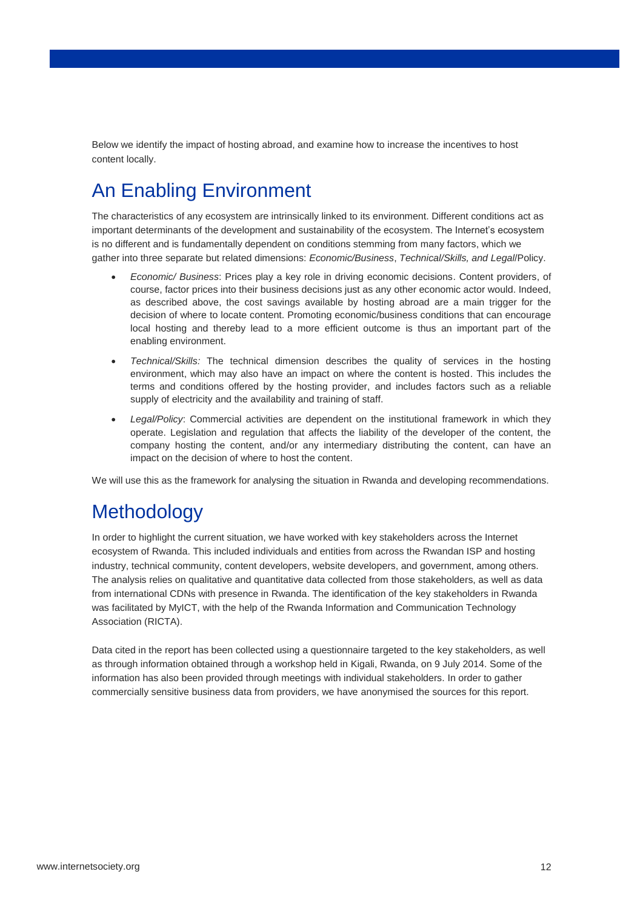Below we identify the impact of hosting abroad, and examine how to increase the incentives to host content locally.

## An Enabling Environment

The characteristics of any ecosystem are intrinsically linked to its environment. Different conditions act as important determinants of the development and sustainability of the ecosystem. The Internet's ecosystem is no different and is fundamentally dependent on conditions stemming from many factors, which we gather into three separate but related dimensions: *Economic/Business*, *Technical/Skills, and Legal*/Policy.

- *Economic/ Business*: Prices play a key role in driving economic decisions. Content providers, of course, factor prices into their business decisions just as any other economic actor would. Indeed, as described above, the cost savings available by hosting abroad are a main trigger for the decision of where to locate content. Promoting economic/business conditions that can encourage local hosting and thereby lead to a more efficient outcome is thus an important part of the enabling environment.
- *Technical/Skills:* The technical dimension describes the quality of services in the hosting environment, which may also have an impact on where the content is hosted. This includes the terms and conditions offered by the hosting provider, and includes factors such as a reliable supply of electricity and the availability and training of staff.
- *Legal/Policy*: Commercial activities are dependent on the institutional framework in which they operate. Legislation and regulation that affects the liability of the developer of the content, the company hosting the content, and/or any intermediary distributing the content, can have an impact on the decision of where to host the content.

We will use this as the framework for analysing the situation in Rwanda and developing recommendations.

## Methodology

In order to highlight the current situation, we have worked with key stakeholders across the Internet ecosystem of Rwanda. This included individuals and entities from across the Rwandan ISP and hosting industry, technical community, content developers, website developers, and government, among others. The analysis relies on qualitative and quantitative data collected from those stakeholders, as well as data from international CDNs with presence in Rwanda. The identification of the key stakeholders in Rwanda was facilitated by MyICT, with the help of the Rwanda Information and Communication Technology Association (RICTA).

Data cited in the report has been collected using a questionnaire targeted to the key stakeholders, as well as through information obtained through a workshop held in Kigali, Rwanda, on 9 July 2014. Some of the information has also been provided through meetings with individual stakeholders. In order to gather commercially sensitive business data from providers, we have anonymised the sources for this report.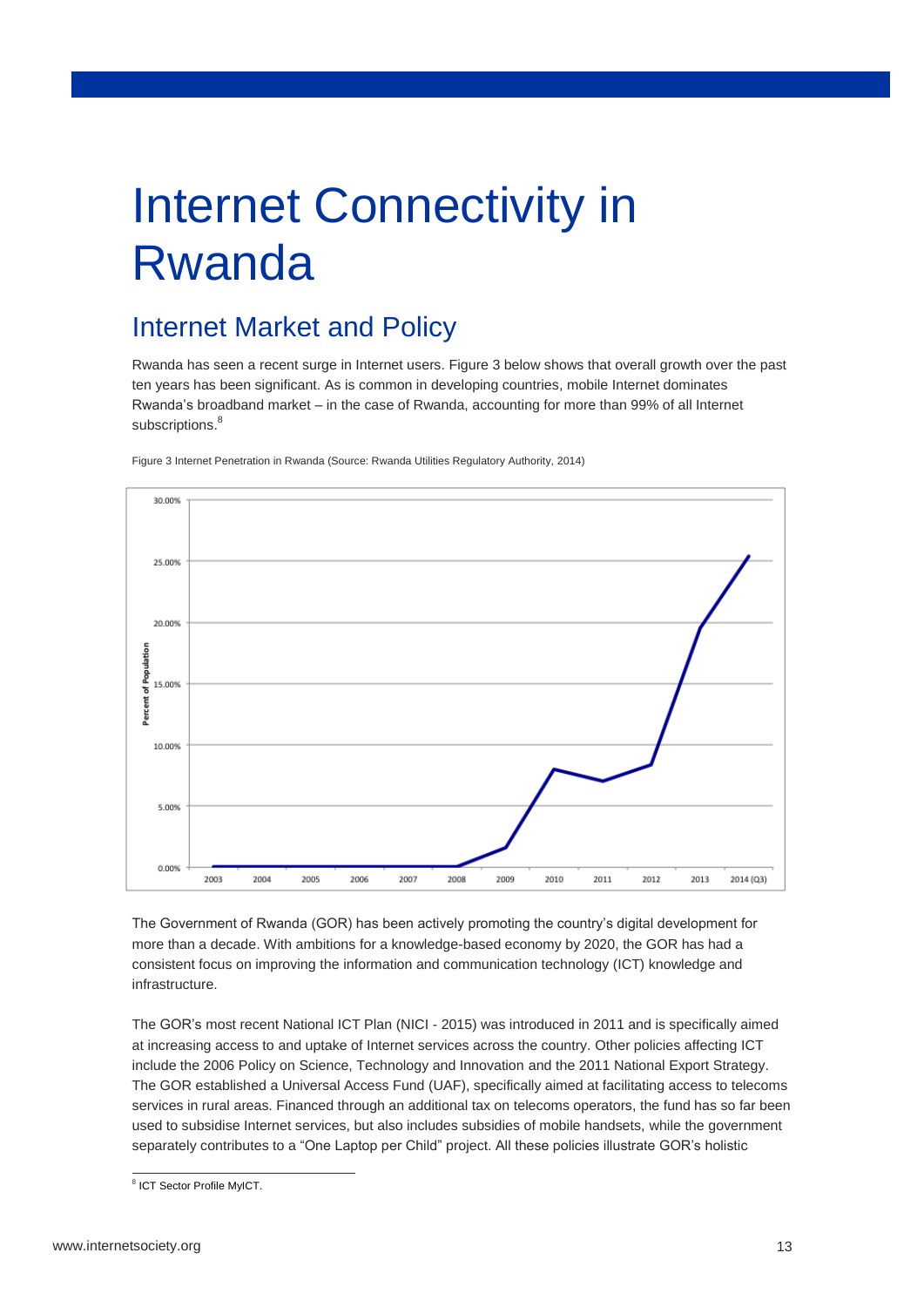# Internet Connectivity in Rwanda

## Internet Market and Policy

Rwanda has seen a recent surge in Internet users. Figure 3 below shows that overall growth over the past ten years has been significant. As is common in developing countries, mobile Internet dominates Rwanda's broadband market – in the case of Rwanda, accounting for more than 99% of all Internet subscriptions.[8]

Figure 3 Internet Penetration in Rwanda (Source: Rwanda Utilities Regulatory Authority, 2014)

The Government of Rwanda (GOR) has been actively promoting the country's digital development for more than a decade. With ambitions for a knowledge-based economy by 2020, the GOR has had a consistent focus on improving the information and communication technology (ICT) knowledge and infrastructure.

The GOR's most recent National ICT Plan (NICI - 2015) was introduced in 2011 and is specifically aimed at increasing access to and uptake of Internet services across the country. Other policies affecting ICT include the 2006 Policy on Science, Technology and Innovation and the 2011 National Export Strategy. The GOR established a Universal Access Fund (UAF), specifically aimed at facilitating access to telecoms services in rural areas. Financed through an additional tax on telecoms operators, the fund has so far been used to subsidise Internet services, but also includes subsidies of mobile handsets, while the government separately contributes to a "One Laptop per Child" project. All these policies illustrate GOR's holistic

[8] ICT Sector Profile MyICT.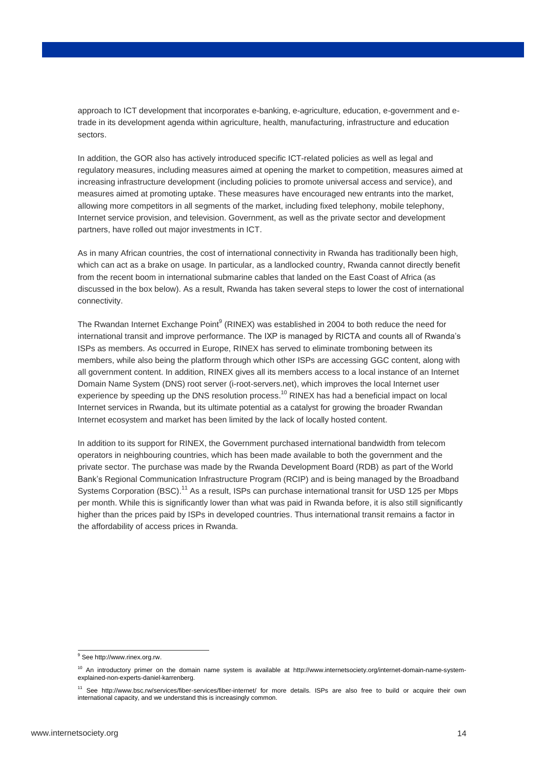approach to ICT development that incorporates e-banking, e-agriculture, education, e-government and e-trade in its development agenda within agriculture, health, manufacturing, infrastructure and education sectors.

In addition, the GOR also has actively introduced specific ICT-related policies as well as legal and regulatory measures, including measures aimed at opening the market to competition, measures aimed at increasing infrastructure development (including policies to promote universal access and service), and measures aimed at promoting uptake. These measures have encouraged new entrants into the market, allowing more competitors in all segments of the market, including fixed telephony, mobile telephony, Internet service provision, and television. Government, as well as the private sector and development partners, have rolled out major investments in ICT.

As in many African countries, the cost of international connectivity in Rwanda has traditionally been high, which can act as a brake on usage. In particular, as a landlocked country, Rwanda cannot directly benefit from the recent boom in international submarine cables that landed on the East Coast of Africa (as discussed in the box below). As a result, Rwanda has taken several steps to lower the cost of international connectivity.

The Rwandan Internet Exchange Point[9] (RINEX) was established in 2004 to both reduce the need for international transit and improve performance. The IXP is managed by RICTA and counts all of Rwanda's ISPs as members. As occurred in Europe, RINEX has served to eliminate tromboning between its members, while also being the platform through which other ISPs are accessing GGC content, along with all government content. In addition, RINEX gives all its members access to a local instance of an Internet Domain Name System (DNS) root server (i-root-servers.net), which improves the local Internet user experience by speeding up the DNS resolution process.[10] RINEX has had a beneficial impact on local Internet services in Rwanda, but its ultimate potential as a catalyst for growing the broader Rwandan Internet ecosystem and market has been limited by the lack of locally hosted content.

In addition to its support for RINEX, the Government purchased international bandwidth from telecom operators in neighbouring countries, which has been made available to both the government and the private sector. The purchase was made by the Rwanda Development Board (RDB) as part of the World Bank's Regional Communication Infrastructure Program (RCIP) and is being managed by the Broadband Systems Corporation (BSC).[11] As a result, ISPs can purchase international transit for USD 125 per Mbps per month. While this is significantly lower than what was paid in Rwanda before, it is also still significantly higher than the prices paid by ISPs in developed countries. Thus international transit remains a factor in the affordability of access prices in Rwanda.

---

[9] See http://www.rinex.org.rw.

[10] An introductory primer on the domain name system is available at http://www.internetsociety.org/internet-domain-name-system-explained-non-experts-daniel-karrenberg.

[11] See http://www.bsc.rw/services/fiber-services/fiber-internet/ for more details. ISPs are also free to build or acquire their own international capacity, and we understand this is increasingly common.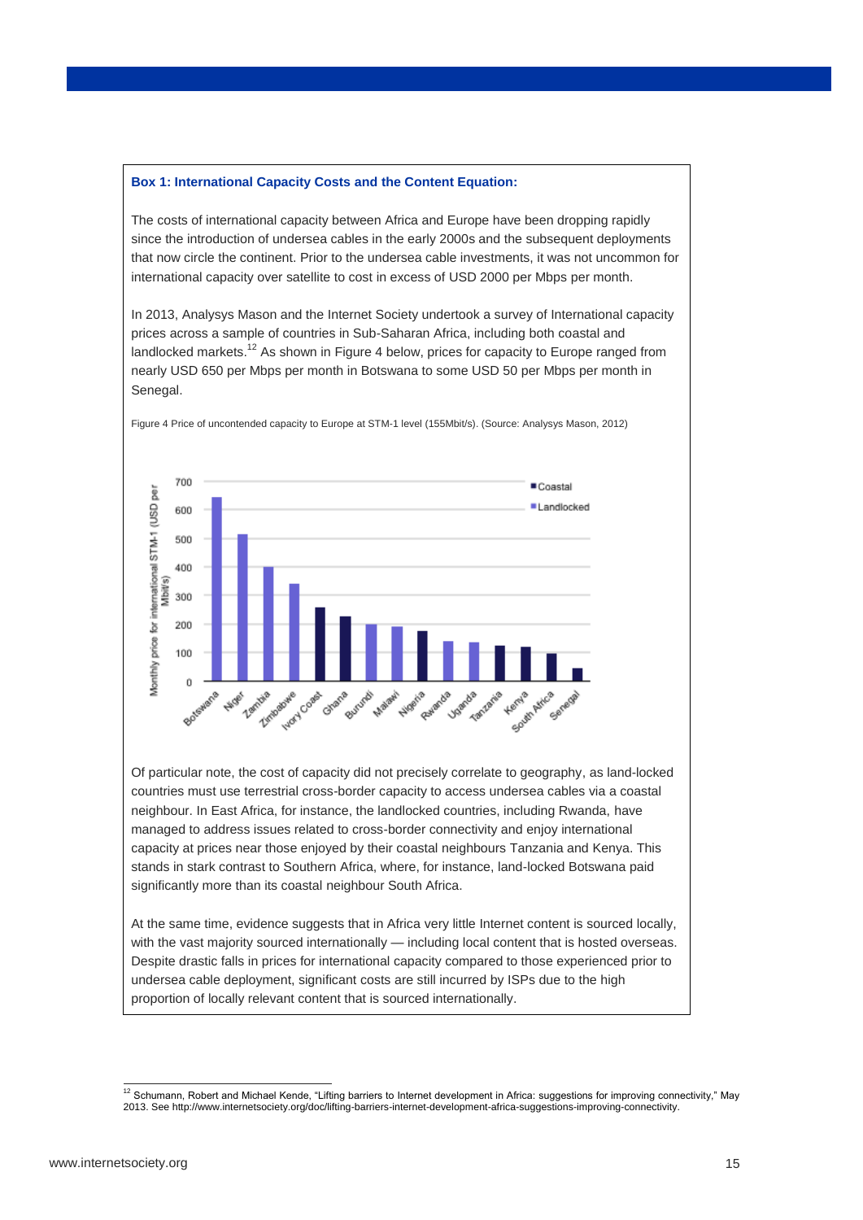**Box 1: International Capacity Costs and the Content Equation:**

The costs of international capacity between Africa and Europe have been dropping rapidly since the introduction of undersea cables in the early 2000s and the subsequent deployments that now circle the continent. Prior to the undersea cable investments, it was not uncommon for international capacity over satellite to cost in excess of USD 2000 per Mbps per month.

In 2013, Analysys Mason and the Internet Society undertook a survey of International capacity prices across a sample of countries in Sub-Saharan Africa, including both coastal and landlocked markets.[12] As shown in Figure 4 below, prices for capacity to Europe ranged from nearly USD 650 per Mbps per month in Botswana to some USD 50 per Mbps per month in Senegal.

Figure 4 Price of uncontended capacity to Europe at STM-1 level (155Mbit/s). (Source: Analysys Mason, 2012)

Of particular note, the cost of capacity did not precisely correlate to geography, as land-locked countries must use terrestrial cross-border capacity to access undersea cables via a coastal neighbour. In East Africa, for instance, the landlocked countries, including Rwanda, have managed to address issues related to cross-border connectivity and enjoy international capacity at prices near those enjoyed by their coastal neighbours Tanzania and Kenya. This stands in stark contrast to Southern Africa, where, for instance, land-locked Botswana paid significantly more than its coastal neighbour South Africa.

At the same time, evidence suggests that in Africa very little Internet content is sourced locally, with the vast majority sourced internationally — including local content that is hosted overseas. Despite drastic falls in prices for international capacity compared to those experienced prior to undersea cable deployment, significant costs are still incurred by ISPs due to the high proportion of locally relevant content that is sourced internationally.

---

[12] Schumann, Robert and Michael Kende, "Lifting barriers to Internet development in Africa: suggestions for improving connectivity," May 2013. See http://www.internetsociety.org/doc/lifting-barriers-internet-development-africa-suggestions-improving-connectivity.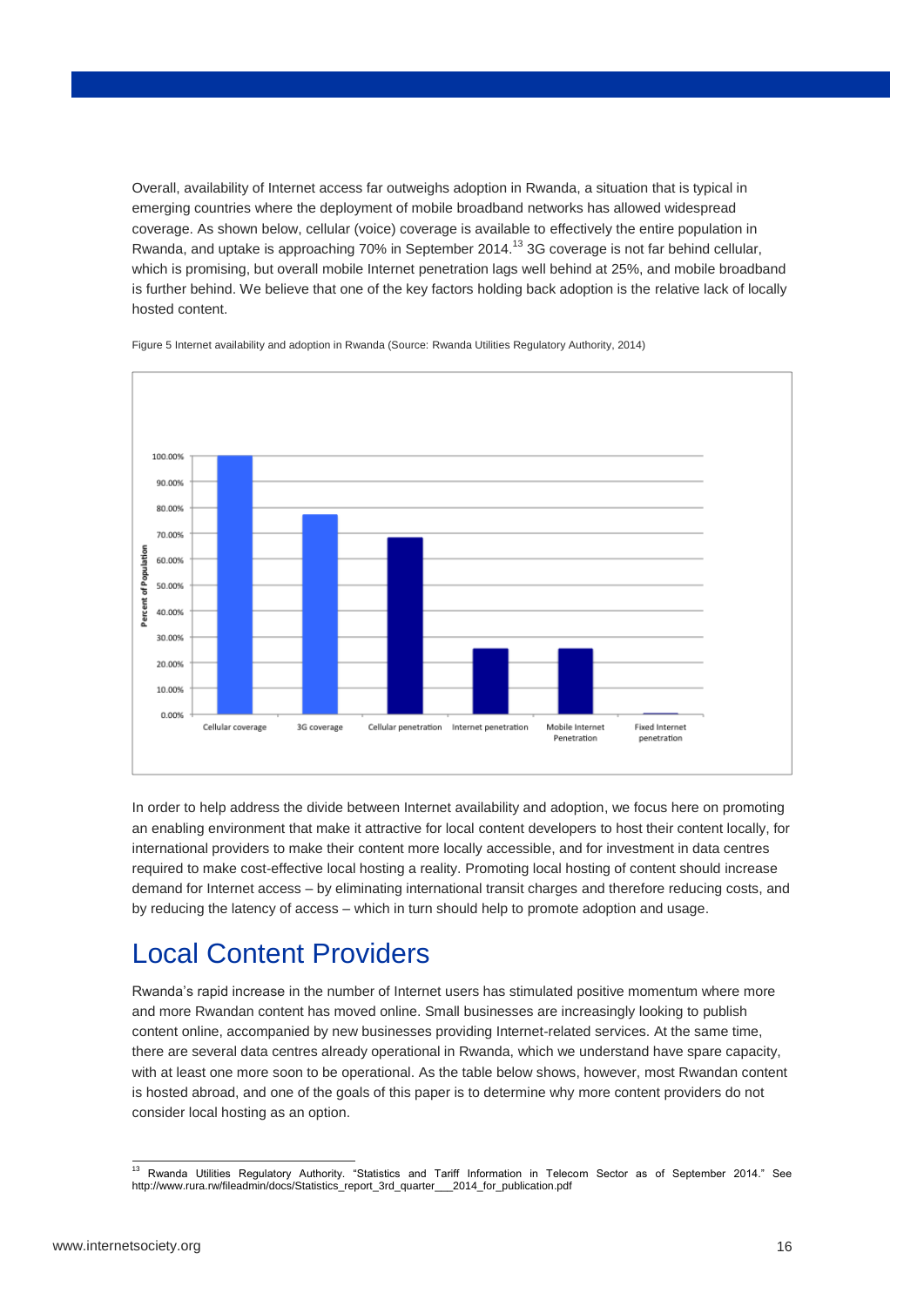Overall, availability of Internet access far outweighs adoption in Rwanda, a situation that is typical in emerging countries where the deployment of mobile broadband networks has allowed widespread coverage. As shown below, cellular (voice) coverage is available to effectively the entire population in Rwanda, and uptake is approaching 70% in September 2014.[13] 3G coverage is not far behind cellular, which is promising, but overall mobile Internet penetration lags well behind at 25%, and mobile broadband is further behind. We believe that one of the key factors holding back adoption is the relative lack of locally hosted content.

Figure 5 Internet availability and adoption in Rwanda (Source: Rwanda Utilities Regulatory Authority, 2014)

In order to help address the divide between Internet availability and adoption, we focus here on promoting an enabling environment that make it attractive for local content developers to host their content locally, for international providers to make their content more locally accessible, and for investment in data centres required to make cost-effective local hosting a reality. Promoting local hosting of content should increase demand for Internet access – by eliminating international transit charges and therefore reducing costs, and by reducing the latency of access – which in turn should help to promote adoption and usage.

## Local Content Providers

Rwanda's rapid increase in the number of Internet users has stimulated positive momentum where more and more Rwandan content has moved online. Small businesses are increasingly looking to publish content online, accompanied by new businesses providing Internet-related services. At the same time, there are several data centres already operational in Rwanda, which we understand have spare capacity, with at least one more soon to be operational. As the table below shows, however, most Rwandan content is hosted abroad, and one of the goals of this paper is to determine why more content providers do not consider local hosting as an option.

[13] Rwanda Utilities Regulatory Authority. "Statistics and Tariff Information in Telecom Sector as of September 2014." See http://www.rura.rw/fileadmin/docs/Statistics_report_3rd_quarter___2014_for_publication.pdf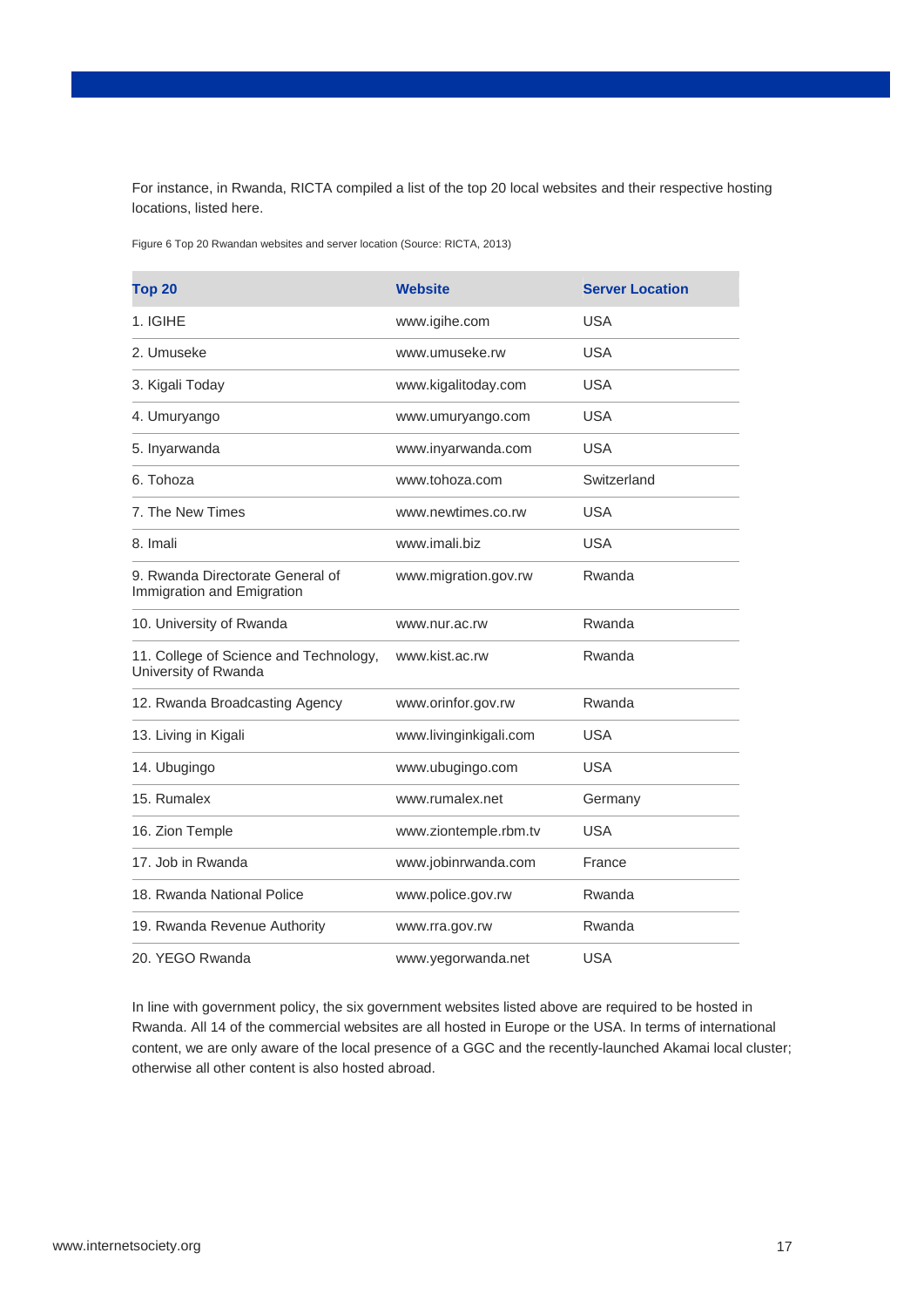For instance, in Rwanda, RICTA compiled a list of the top 20 local websites and their respective hosting locations, listed here.

Figure 6 Top 20 Rwandan websites and server location (Source: RICTA, 2013)

| Top 20 | Website | Server Location |
|---|---|---|
| 1. IGIHE | www.igihe.com | USA |
| 2. Umuseke | www.umuseke.rw | USA |
| 3. Kigali Today | www.kigalitoday.com | USA |
| 4. Umuryango | www.umuryango.com | USA |
| 5. Inyarwanda | www.inyarwanda.com | USA |
| 6. Tohoza | www.tohoza.com | Switzerland |
| 7. The New Times | www.newtimes.co.rw | USA |
| 8. Imali | www.imali.biz | USA |
| 9. Rwanda Directorate General of Immigration and Emigration | www.migration.gov.rw | Rwanda |
| 10. University of Rwanda | www.nur.ac.rw | Rwanda |
| 11. College of Science and Technology, University of Rwanda | www.kist.ac.rw | Rwanda |
| 12. Rwanda Broadcasting Agency | www.orinfor.gov.rw | Rwanda |
| 13. Living in Kigali | www.livinginkigali.com | USA |
| 14. Ubugingo | www.ubugingo.com | USA |
| 15. Rumalex | www.rumalex.net | Germany |
| 16. Zion Temple | www.ziontemple.rbm.tv | USA |
| 17. Job in Rwanda | www.jobinrwanda.com | France |
| 18. Rwanda National Police | www.police.gov.rw | Rwanda |
| 19. Rwanda Revenue Authority | www.rra.gov.rw | Rwanda |
| 20. YEGO Rwanda | www.yegorwanda.net | USA |

In line with government policy, the six government websites listed above are required to be hosted in Rwanda. All 14 of the commercial websites are all hosted in Europe or the USA. In terms of international content, we are only aware of the local presence of a GGC and the recently-launched Akamai local cluster; otherwise all other content is also hosted abroad.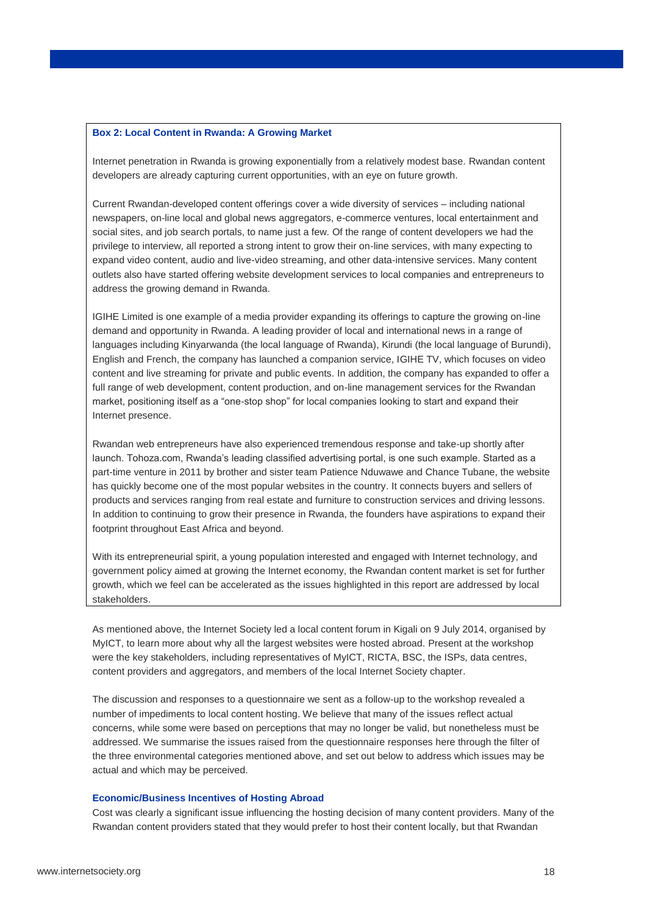**Box 2: Local Content in Rwanda: A Growing Market**

Internet penetration in Rwanda is growing exponentially from a relatively modest base. Rwandan content developers are already capturing current opportunities, with an eye on future growth.

Current Rwandan-developed content offerings cover a wide diversity of services – including national newspapers, on-line local and global news aggregators, e-commerce ventures, local entertainment and social sites, and job search portals, to name just a few. Of the range of content developers we had the privilege to interview, all reported a strong intent to grow their on-line services, with many expecting to expand video content, audio and live-video streaming, and other data-intensive services. Many content outlets also have started offering website development services to local companies and entrepreneurs to address the growing demand in Rwanda.

IGIHE Limited is one example of a media provider expanding its offerings to capture the growing on-line demand and opportunity in Rwanda. A leading provider of local and international news in a range of languages including Kinyarwanda (the local language of Rwanda), Kirundi (the local language of Burundi), English and French, the company has launched a companion service, IGIHE TV, which focuses on video content and live streaming for private and public events. In addition, the company has expanded to offer a full range of web development, content production, and on-line management services for the Rwandan market, positioning itself as a "one-stop shop" for local companies looking to start and expand their Internet presence.

Rwandan web entrepreneurs have also experienced tremendous response and take-up shortly after launch. Tohoza.com, Rwanda's leading classified advertising portal, is one such example. Started as a part-time venture in 2011 by brother and sister team Patience Nduwawe and Chance Tubane, the website has quickly become one of the most popular websites in the country. It connects buyers and sellers of products and services ranging from real estate and furniture to construction services and driving lessons. In addition to continuing to grow their presence in Rwanda, the founders have aspirations to expand their footprint throughout East Africa and beyond.

With its entrepreneurial spirit, a young population interested and engaged with Internet technology, and government policy aimed at growing the Internet economy, the Rwandan content market is set for further growth, which we feel can be accelerated as the issues highlighted in this report are addressed by local stakeholders.

As mentioned above, the Internet Society led a local content forum in Kigali on 9 July 2014, organised by MyICT, to learn more about why all the largest websites were hosted abroad. Present at the workshop were the key stakeholders, including representatives of MyICT, RICTA, BSC, the ISPs, data centres, content providers and aggregators, and members of the local Internet Society chapter.

The discussion and responses to a questionnaire we sent as a follow-up to the workshop revealed a number of impediments to local content hosting. We believe that many of the issues reflect actual concerns, while some were based on perceptions that may no longer be valid, but nonetheless must be addressed. We summarise the issues raised from the questionnaire responses here through the filter of the three environmental categories mentioned above, and set out below to address which issues may be actual and which may be perceived.

### Economic/Business Incentives of Hosting Abroad

Cost was clearly a significant issue influencing the hosting decision of many content providers. Many of the Rwandan content providers stated that they would prefer to host their content locally, but that Rwandan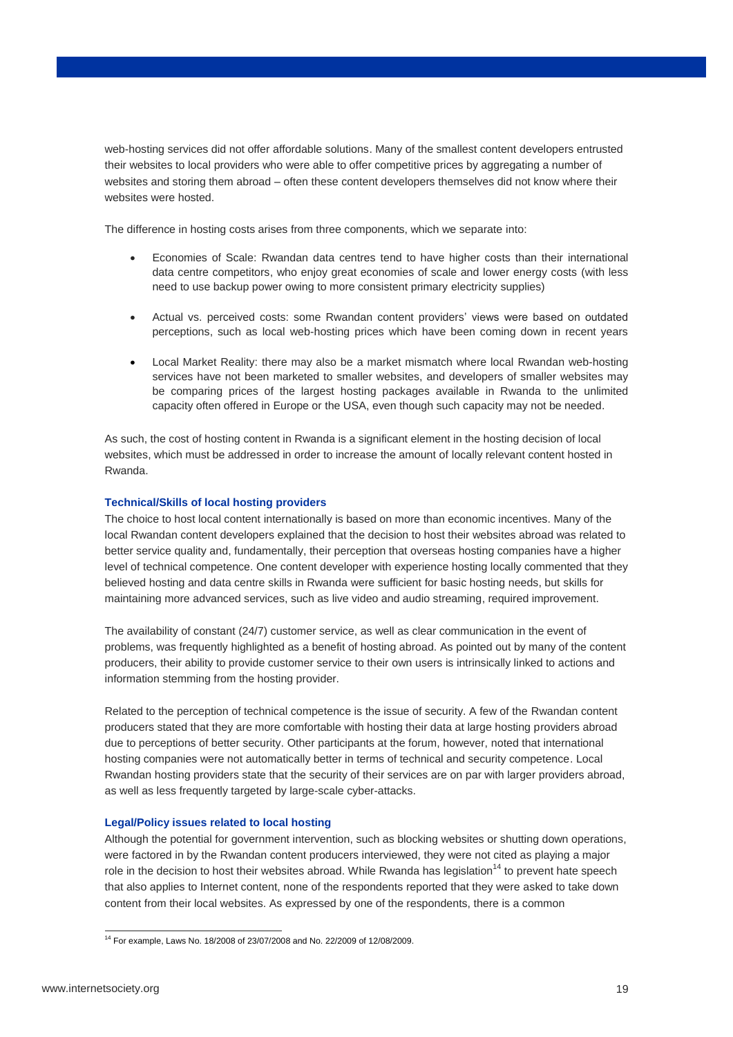web-hosting services did not offer affordable solutions. Many of the smallest content developers entrusted their websites to local providers who were able to offer competitive prices by aggregating a number of websites and storing them abroad – often these content developers themselves did not know where their websites were hosted.

The difference in hosting costs arises from three components, which we separate into:

- Economies of Scale: Rwandan data centres tend to have higher costs than their international data centre competitors, who enjoy great economies of scale and lower energy costs (with less need to use backup power owing to more consistent primary electricity supplies)
- Actual vs. perceived costs: some Rwandan content providers' views were based on outdated perceptions, such as local web-hosting prices which have been coming down in recent years
- Local Market Reality: there may also be a market mismatch where local Rwandan web-hosting services have not been marketed to smaller websites, and developers of smaller websites may be comparing prices of the largest hosting packages available in Rwanda to the unlimited capacity often offered in Europe or the USA, even though such capacity may not be needed.

As such, the cost of hosting content in Rwanda is a significant element in the hosting decision of local websites, which must be addressed in order to increase the amount of locally relevant content hosted in Rwanda.

#### Technical/Skills of local hosting providers

The choice to host local content internationally is based on more than economic incentives. Many of the local Rwandan content developers explained that the decision to host their websites abroad was related to better service quality and, fundamentally, their perception that overseas hosting companies have a higher level of technical competence. One content developer with experience hosting locally commented that they believed hosting and data centre skills in Rwanda were sufficient for basic hosting needs, but skills for maintaining more advanced services, such as live video and audio streaming, required improvement.

The availability of constant (24/7) customer service, as well as clear communication in the event of problems, was frequently highlighted as a benefit of hosting abroad. As pointed out by many of the content producers, their ability to provide customer service to their own users is intrinsically linked to actions and information stemming from the hosting provider.

Related to the perception of technical competence is the issue of security. A few of the Rwandan content producers stated that they are more comfortable with hosting their data at large hosting providers abroad due to perceptions of better security. Other participants at the forum, however, noted that international hosting companies were not automatically better in terms of technical and security competence. Local Rwandan hosting providers state that the security of their services are on par with larger providers abroad, as well as less frequently targeted by large-scale cyber-attacks.

#### Legal/Policy issues related to local hosting

Although the potential for government intervention, such as blocking websites or shutting down operations, were factored in by the Rwandan content producers interviewed, they were not cited as playing a major role in the decision to host their websites abroad. While Rwanda has legislation[14] to prevent hate speech that also applies to Internet content, none of the respondents reported that they were asked to take down content from their local websites. As expressed by one of the respondents, there is a common

[14] For example, Laws No. 18/2008 of 23/07/2008 and No. 22/2009 of 12/08/2009.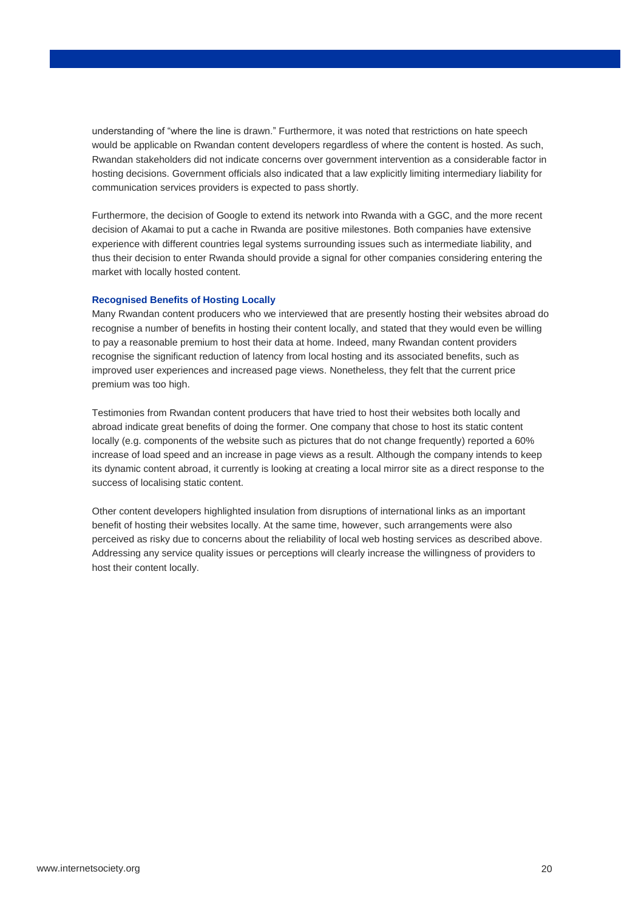understanding of "where the line is drawn." Furthermore, it was noted that restrictions on hate speech would be applicable on Rwandan content developers regardless of where the content is hosted. As such, Rwandan stakeholders did not indicate concerns over government intervention as a considerable factor in hosting decisions. Government officials also indicated that a law explicitly limiting intermediary liability for communication services providers is expected to pass shortly.

Furthermore, the decision of Google to extend its network into Rwanda with a GGC, and the more recent decision of Akamai to put a cache in Rwanda are positive milestones. Both companies have extensive experience with different countries legal systems surrounding issues such as intermediate liability, and thus their decision to enter Rwanda should provide a signal for other companies considering entering the market with locally hosted content.

### Recognised Benefits of Hosting Locally

Many Rwandan content producers who we interviewed that are presently hosting their websites abroad do recognise a number of benefits in hosting their content locally, and stated that they would even be willing to pay a reasonable premium to host their data at home. Indeed, many Rwandan content providers recognise the significant reduction of latency from local hosting and its associated benefits, such as improved user experiences and increased page views. Nonetheless, they felt that the current price premium was too high.

Testimonies from Rwandan content producers that have tried to host their websites both locally and abroad indicate great benefits of doing the former. One company that chose to host its static content locally (e.g. components of the website such as pictures that do not change frequently) reported a 60% increase of load speed and an increase in page views as a result. Although the company intends to keep its dynamic content abroad, it currently is looking at creating a local mirror site as a direct response to the success of localising static content.

Other content developers highlighted insulation from disruptions of international links as an important benefit of hosting their websites locally. At the same time, however, such arrangements were also perceived as risky due to concerns about the reliability of local web hosting services as described above. Addressing any service quality issues or perceptions will clearly increase the willingness of providers to host their content locally.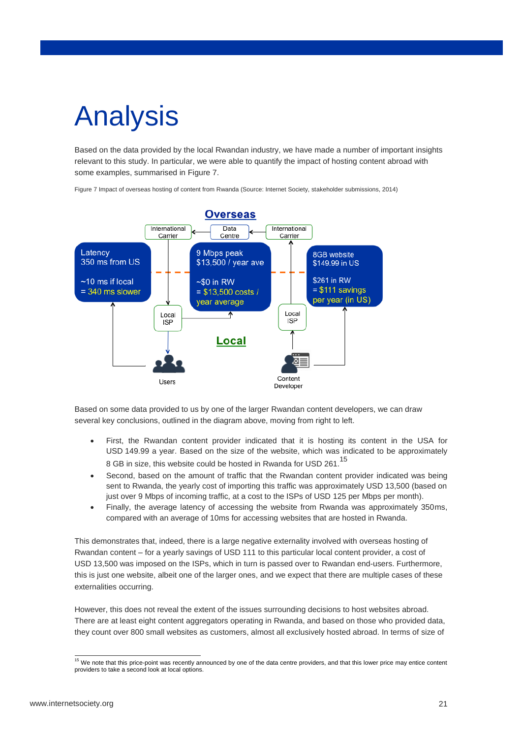# Analysis

Based on the data provided by the local Rwandan industry, we have made a number of important insights relevant to this study. In particular, we were able to quantify the impact of hosting content abroad with some examples, summarised in Figure 7.

Figure 7 Impact of overseas hosting of content from Rwanda (Source: Internet Society, stakeholder submissions, 2014)

Based on some data provided to us by one of the larger Rwandan content developers, we can draw several key conclusions, outlined in the diagram above, moving from right to left.

- First, the Rwandan content provider indicated that it is hosting its content in the USA for USD 149.99 a year. Based on the size of the website, which was indicated to be approximately 8 GB in size, this website could be hosted in Rwanda for USD 261.[15]
- Second, based on the amount of traffic that the Rwandan content provider indicated was being sent to Rwanda, the yearly cost of importing this traffic was approximately USD 13,500 (based on just over 9 Mbps of incoming traffic, at a cost to the ISPs of USD 125 per Mbps per month).
- Finally, the average latency of accessing the website from Rwanda was approximately 350ms, compared with an average of 10ms for accessing websites that are hosted in Rwanda.

This demonstrates that, indeed, there is a large negative externality involved with overseas hosting of Rwandan content – for a yearly savings of USD 111 to this particular local content provider, a cost of USD 13,500 was imposed on the ISPs, which in turn is passed over to Rwandan end-users. Furthermore, this is just one website, albeit one of the larger ones, and we expect that there are multiple cases of these externalities occurring.

However, this does not reveal the extent of the issues surrounding decisions to host websites abroad. There are at least eight content aggregators operating in Rwanda, and based on those who provided data, they count over 800 small websites as customers, almost all exclusively hosted abroad. In terms of size of

[15] We note that this price-point was recently announced by one of the data centre providers, and that this lower price may entice content providers to take a second look at local options.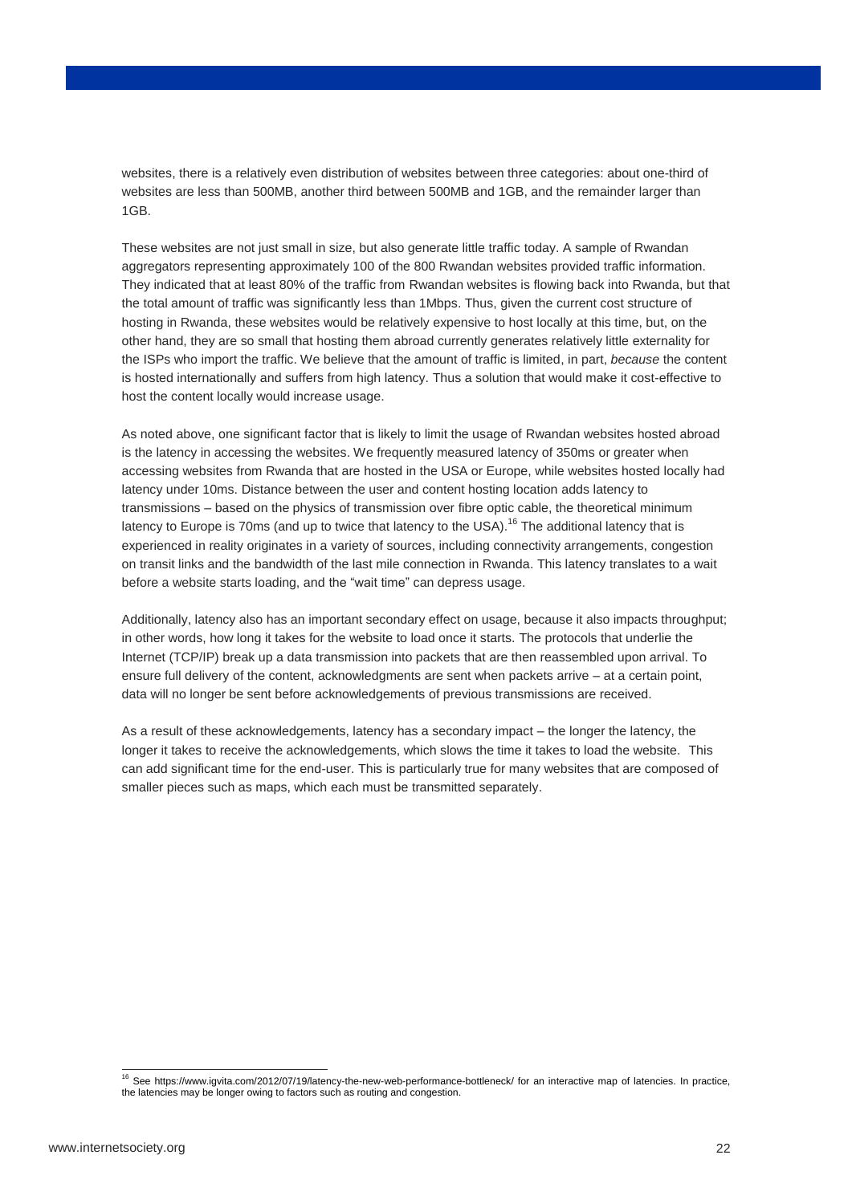websites, there is a relatively even distribution of websites between three categories: about one-third of websites are less than 500MB, another third between 500MB and 1GB, and the remainder larger than 1GB.

These websites are not just small in size, but also generate little traffic today. A sample of Rwandan aggregators representing approximately 100 of the 800 Rwandan websites provided traffic information. They indicated that at least 80% of the traffic from Rwandan websites is flowing back into Rwanda, but that the total amount of traffic was significantly less than 1Mbps. Thus, given the current cost structure of hosting in Rwanda, these websites would be relatively expensive to host locally at this time, but, on the other hand, they are so small that hosting them abroad currently generates relatively little externality for the ISPs who import the traffic. We believe that the amount of traffic is limited, in part, *because* the content is hosted internationally and suffers from high latency. Thus a solution that would make it cost-effective to host the content locally would increase usage.

As noted above, one significant factor that is likely to limit the usage of Rwandan websites hosted abroad is the latency in accessing the websites. We frequently measured latency of 350ms or greater when accessing websites from Rwanda that are hosted in the USA or Europe, while websites hosted locally had latency under 10ms. Distance between the user and content hosting location adds latency to transmissions – based on the physics of transmission over fibre optic cable, the theoretical minimum latency to Europe is 70ms (and up to twice that latency to the USA).[16] The additional latency that is experienced in reality originates in a variety of sources, including connectivity arrangements, congestion on transit links and the bandwidth of the last mile connection in Rwanda. This latency translates to a wait before a website starts loading, and the "wait time" can depress usage.

Additionally, latency also has an important secondary effect on usage, because it also impacts throughput; in other words, how long it takes for the website to load once it starts. The protocols that underlie the Internet (TCP/IP) break up a data transmission into packets that are then reassembled upon arrival. To ensure full delivery of the content, acknowledgments are sent when packets arrive – at a certain point, data will no longer be sent before acknowledgements of previous transmissions are received.

As a result of these acknowledgements, latency has a secondary impact – the longer the latency, the longer it takes to receive the acknowledgements, which slows the time it takes to load the website. This can add significant time for the end-user. This is particularly true for many websites that are composed of smaller pieces such as maps, which each must be transmitted separately.

[16] See https://www.igvita.com/2012/07/19/latency-the-new-web-performance-bottleneck/ for an interactive map of latencies. In practice, the latencies may be longer owing to factors such as routing and congestion.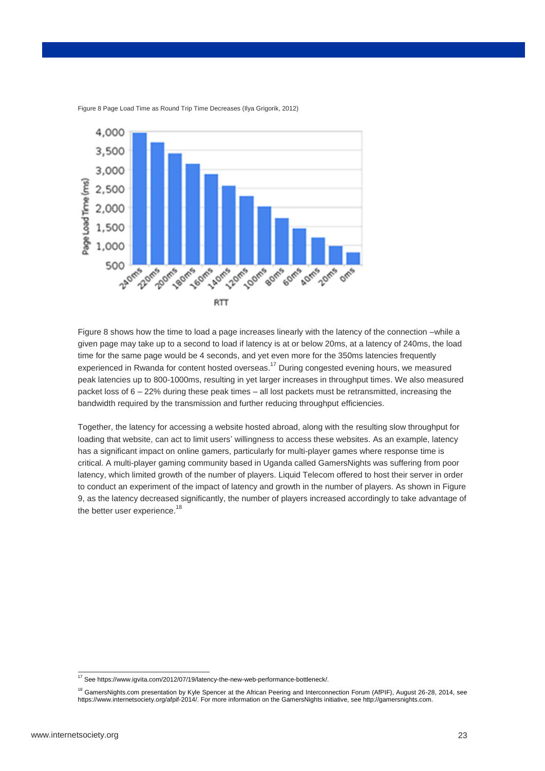Figure 8 Page Load Time as Round Trip Time Decreases (Ilya Grigorik, 2012)

Figure 8 shows how the time to load a page increases linearly with the latency of the connection –while a given page may take up to a second to load if latency is at or below 20ms, at a latency of 240ms, the load time for the same page would be 4 seconds, and yet even more for the 350ms latencies frequently experienced in Rwanda for content hosted overseas.[17] During congested evening hours, we measured peak latencies up to 800-1000ms, resulting in yet larger increases in throughput times. We also measured packet loss of 6 – 22% during these peak times – all lost packets must be retransmitted, increasing the bandwidth required by the transmission and further reducing throughput efficiencies.

Together, the latency for accessing a website hosted abroad, along with the resulting slow throughput for loading that website, can act to limit users' willingness to access these websites. As an example, latency has a significant impact on online gamers, particularly for multi-player games where response time is critical. A multi-player gaming community based in Uganda called GamersNights was suffering from poor latency, which limited growth of the number of players. Liquid Telecom offered to host their server in order to conduct an experiment of the impact of latency and growth in the number of players. As shown in Figure 9, as the latency decreased significantly, the number of players increased accordingly to take advantage of the better user experience.[18]

---

[17] See https://www.igvita.com/2012/07/19/latency-the-new-web-performance-bottleneck/.

[18] GamersNights.com presentation by Kyle Spencer at the African Peering and Interconnection Forum (AfPIF), August 26-28, 2014, see https://www.internetsociety.org/afpif-2014/. For more information on the GamersNights initiative, see http://gamersnights.com.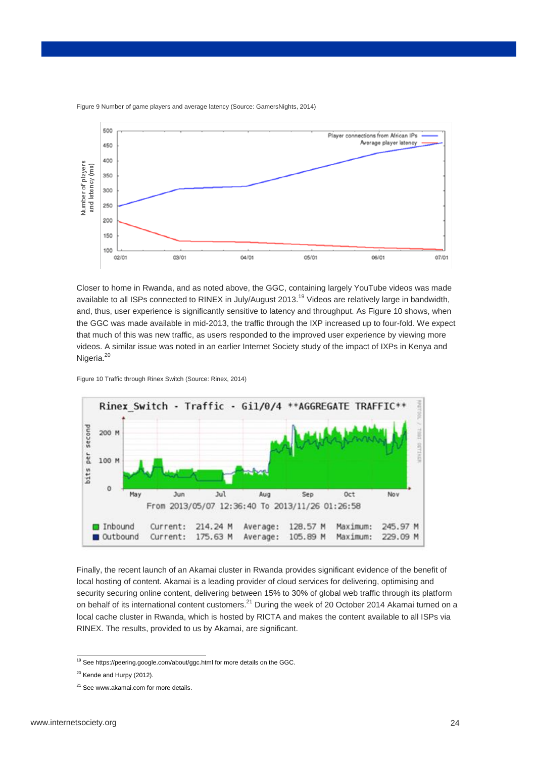Figure 9 Number of game players and average latency (Source: GamersNights, 2014)

Closer to home in Rwanda, and as noted above, the GGC, containing largely YouTube videos was made available to all ISPs connected to RINEX in July/August 2013.[19] Videos are relatively large in bandwidth, and, thus, user experience is significantly sensitive to latency and throughput. As Figure 10 shows, when the GGC was made available in mid-2013, the traffic through the IXP increased up to four-fold. We expect that much of this was new traffic, as users responded to the improved user experience by viewing more videos. A similar issue was noted in an earlier Internet Society study of the impact of IXPs in Kenya and Nigeria.[20]

Figure 10 Traffic through Rinex Switch (Source: Rinex, 2014)

Finally, the recent launch of an Akamai cluster in Rwanda provides significant evidence of the benefit of local hosting of content. Akamai is a leading provider of cloud services for delivering, optimising and security securing online content, delivering between 15% to 30% of global web traffic through its platform on behalf of its international content customers.[21] During the week of 20 October 2014 Akamai turned on a local cache cluster in Rwanda, which is hosted by RICTA and makes the content available to all ISPs via RINEX. The results, provided to us by Akamai, are significant.

---

[19] See https://peering.google.com/about/ggc.html for more details on the GGC.

[20] Kende and Hurpy (2012).

[21] See www.akamai.com for more details.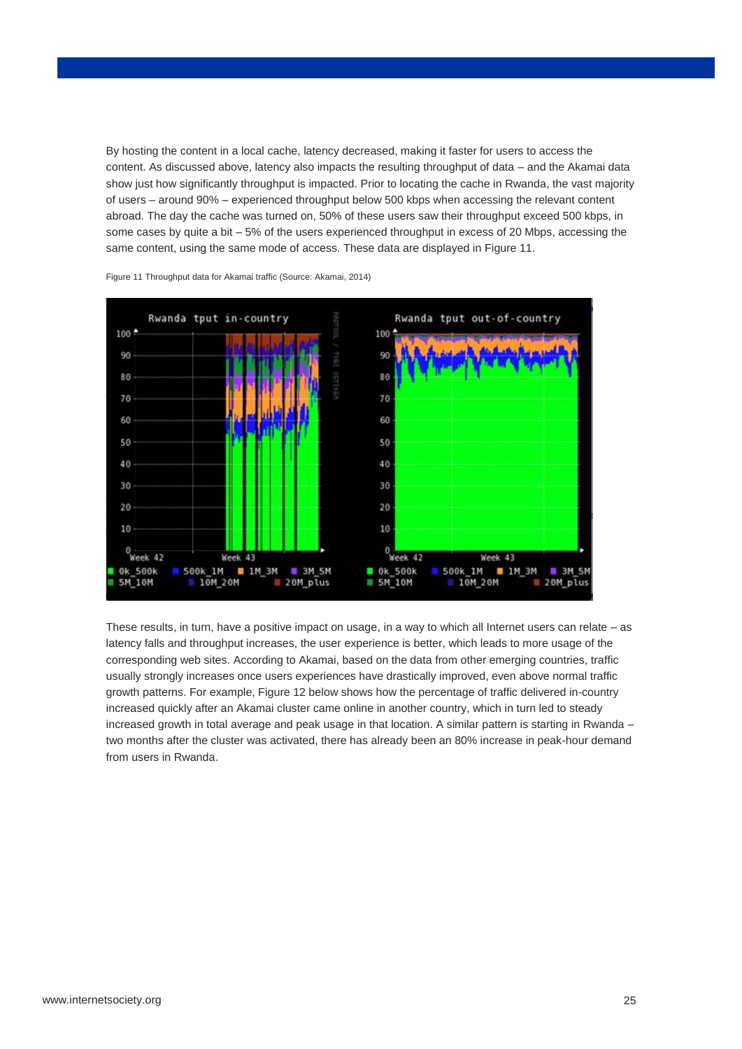By hosting the content in a local cache, latency decreased, making it faster for users to access the content. As discussed above, latency also impacts the resulting throughput of data – and the Akamai data show just how significantly throughput is impacted. Prior to locating the cache in Rwanda, the vast majority of users – around 90% – experienced throughput below 500 kbps when accessing the relevant content abroad. The day the cache was turned on, 50% of these users saw their throughput exceed 500 kbps, in some cases by quite a bit – 5% of the users experienced throughput in excess of 20 Mbps, accessing the same content, using the same mode of access. These data are displayed in Figure 11.

Figure 11 Throughput data for Akamai traffic (Source: Akamai, 2014)

These results, in turn, have a positive impact on usage, in a way to which all Internet users can relate – as latency falls and throughput increases, the user experience is better, which leads to more usage of the corresponding web sites. According to Akamai, based on the data from other emerging countries, traffic usually strongly increases once users experiences have drastically improved, even above normal traffic growth patterns. For example, Figure 12 below shows how the percentage of traffic delivered in-country increased quickly after an Akamai cluster came online in another country, which in turn led to steady increased growth in total average and peak usage in that location. A similar pattern is starting in Rwanda – two months after the cluster was activated, there has already been an 80% increase in peak-hour demand from users in Rwanda.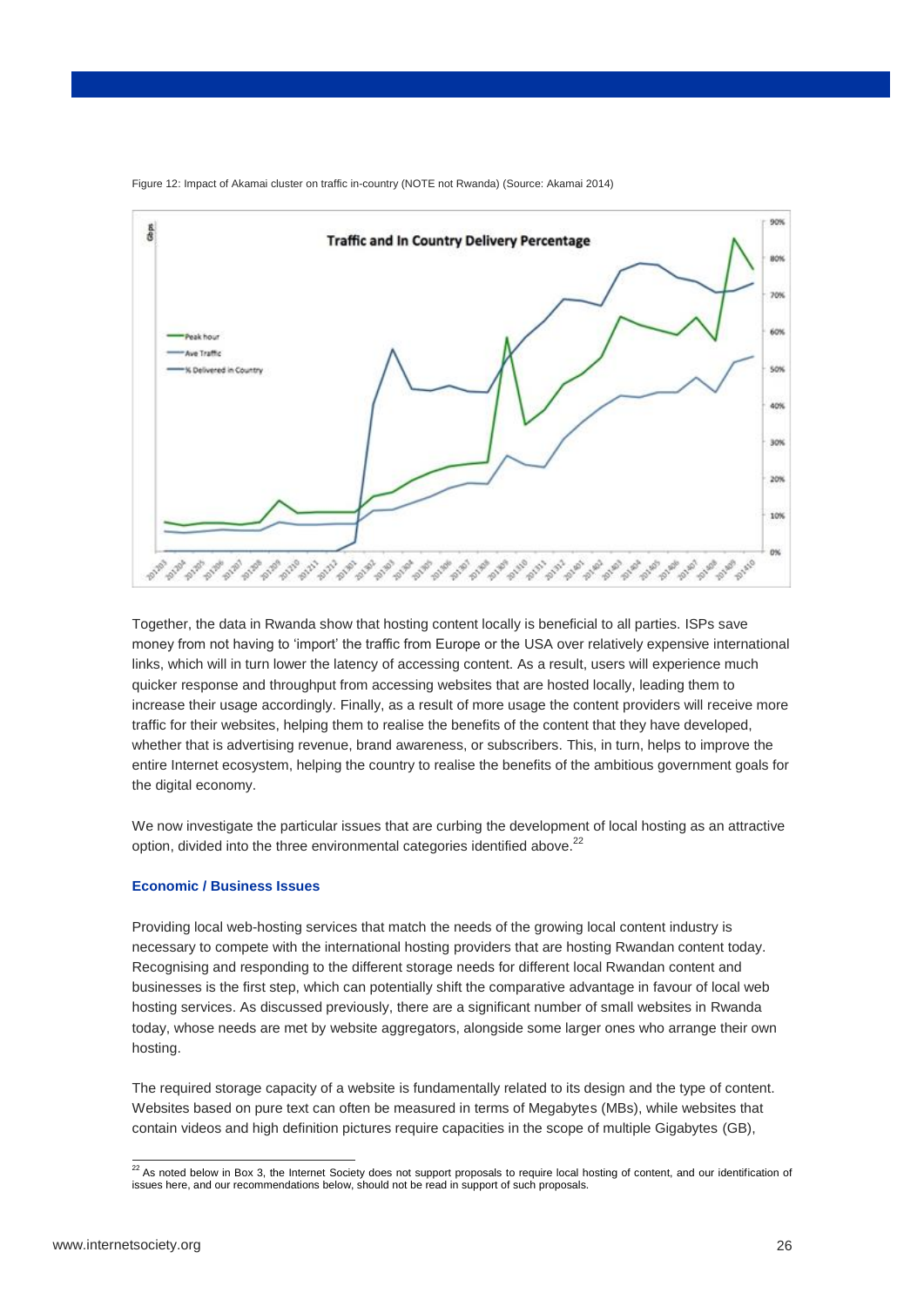Figure 12: Impact of Akamai cluster on traffic in-country (NOTE not Rwanda) (Source: Akamai 2014)

Together, the data in Rwanda show that hosting content locally is beneficial to all parties. ISPs save money from not having to 'import' the traffic from Europe or the USA over relatively expensive international links, which will in turn lower the latency of accessing content. As a result, users will experience much quicker response and throughput from accessing websites that are hosted locally, leading them to increase their usage accordingly. Finally, as a result of more usage the content providers will receive more traffic for their websites, helping them to realise the benefits of the content that they have developed, whether that is advertising revenue, brand awareness, or subscribers. This, in turn, helps to improve the entire Internet ecosystem, helping the country to realise the benefits of the ambitious government goals for the digital economy.

We now investigate the particular issues that are curbing the development of local hosting as an attractive option, divided into the three environmental categories identified above.[22]

### Economic / Business Issues

Providing local web-hosting services that match the needs of the growing local content industry is necessary to compete with the international hosting providers that are hosting Rwandan content today. Recognising and responding to the different storage needs for different local Rwandan content and businesses is the first step, which can potentially shift the comparative advantage in favour of local web hosting services. As discussed previously, there are a significant number of small websites in Rwanda today, whose needs are met by website aggregators, alongside some larger ones who arrange their own hosting.

The required storage capacity of a website is fundamentally related to its design and the type of content. Websites based on pure text can often be measured in terms of Megabytes (MBs), while websites that contain videos and high definition pictures require capacities in the scope of multiple Gigabytes (GB),

[22] As noted below in Box 3, the Internet Society does not support proposals to require local hosting of content, and our identification of issues here, and our recommendations below, should not be read in support of such proposals.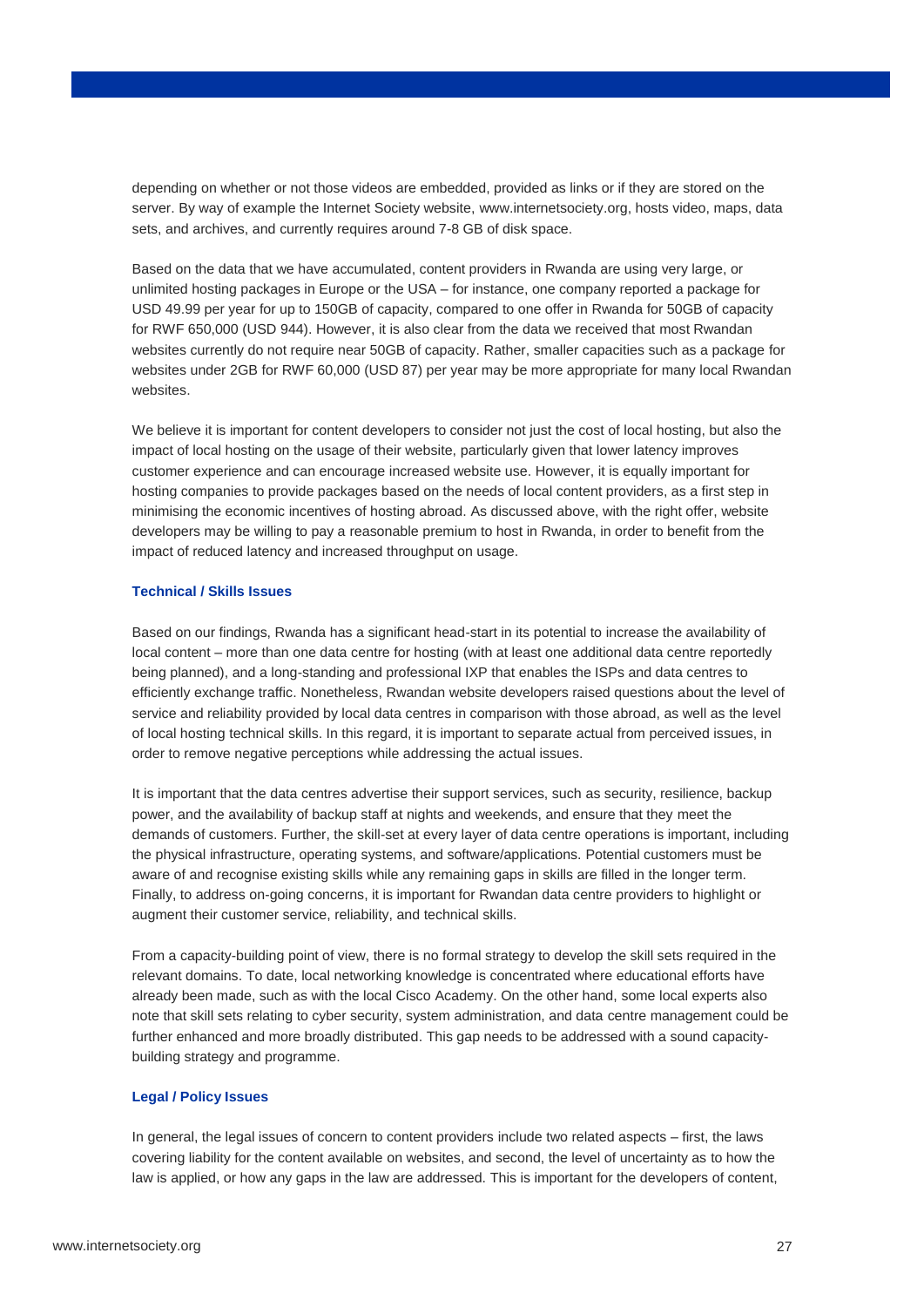depending on whether or not those videos are embedded, provided as links or if they are stored on the server. By way of example the Internet Society website, www.internetsociety.org, hosts video, maps, data sets, and archives, and currently requires around 7-8 GB of disk space.

Based on the data that we have accumulated, content providers in Rwanda are using very large, or unlimited hosting packages in Europe or the USA – for instance, one company reported a package for USD 49.99 per year for up to 150GB of capacity, compared to one offer in Rwanda for 50GB of capacity for RWF 650,000 (USD 944). However, it is also clear from the data we received that most Rwandan websites currently do not require near 50GB of capacity. Rather, smaller capacities such as a package for websites under 2GB for RWF 60,000 (USD 87) per year may be more appropriate for many local Rwandan websites.

We believe it is important for content developers to consider not just the cost of local hosting, but also the impact of local hosting on the usage of their website, particularly given that lower latency improves customer experience and can encourage increased website use. However, it is equally important for hosting companies to provide packages based on the needs of local content providers, as a first step in minimising the economic incentives of hosting abroad. As discussed above, with the right offer, website developers may be willing to pay a reasonable premium to host in Rwanda, in order to benefit from the impact of reduced latency and increased throughput on usage.

### Technical / Skills Issues

Based on our findings, Rwanda has a significant head-start in its potential to increase the availability of local content – more than one data centre for hosting (with at least one additional data centre reportedly being planned), and a long-standing and professional IXP that enables the ISPs and data centres to efficiently exchange traffic. Nonetheless, Rwandan website developers raised questions about the level of service and reliability provided by local data centres in comparison with those abroad, as well as the level of local hosting technical skills. In this regard, it is important to separate actual from perceived issues, in order to remove negative perceptions while addressing the actual issues.

It is important that the data centres advertise their support services, such as security, resilience, backup power, and the availability of backup staff at nights and weekends, and ensure that they meet the demands of customers. Further, the skill-set at every layer of data centre operations is important, including the physical infrastructure, operating systems, and software/applications. Potential customers must be aware of and recognise existing skills while any remaining gaps in skills are filled in the longer term. Finally, to address on-going concerns, it is important for Rwandan data centre providers to highlight or augment their customer service, reliability, and technical skills.

From a capacity-building point of view, there is no formal strategy to develop the skill sets required in the relevant domains. To date, local networking knowledge is concentrated where educational efforts have already been made, such as with the local Cisco Academy. On the other hand, some local experts also note that skill sets relating to cyber security, system administration, and data centre management could be further enhanced and more broadly distributed. This gap needs to be addressed with a sound capacity-building strategy and programme.

### Legal / Policy Issues

In general, the legal issues of concern to content providers include two related aspects – first, the laws covering liability for the content available on websites, and second, the level of uncertainty as to how the law is applied, or how any gaps in the law are addressed. This is important for the developers of content,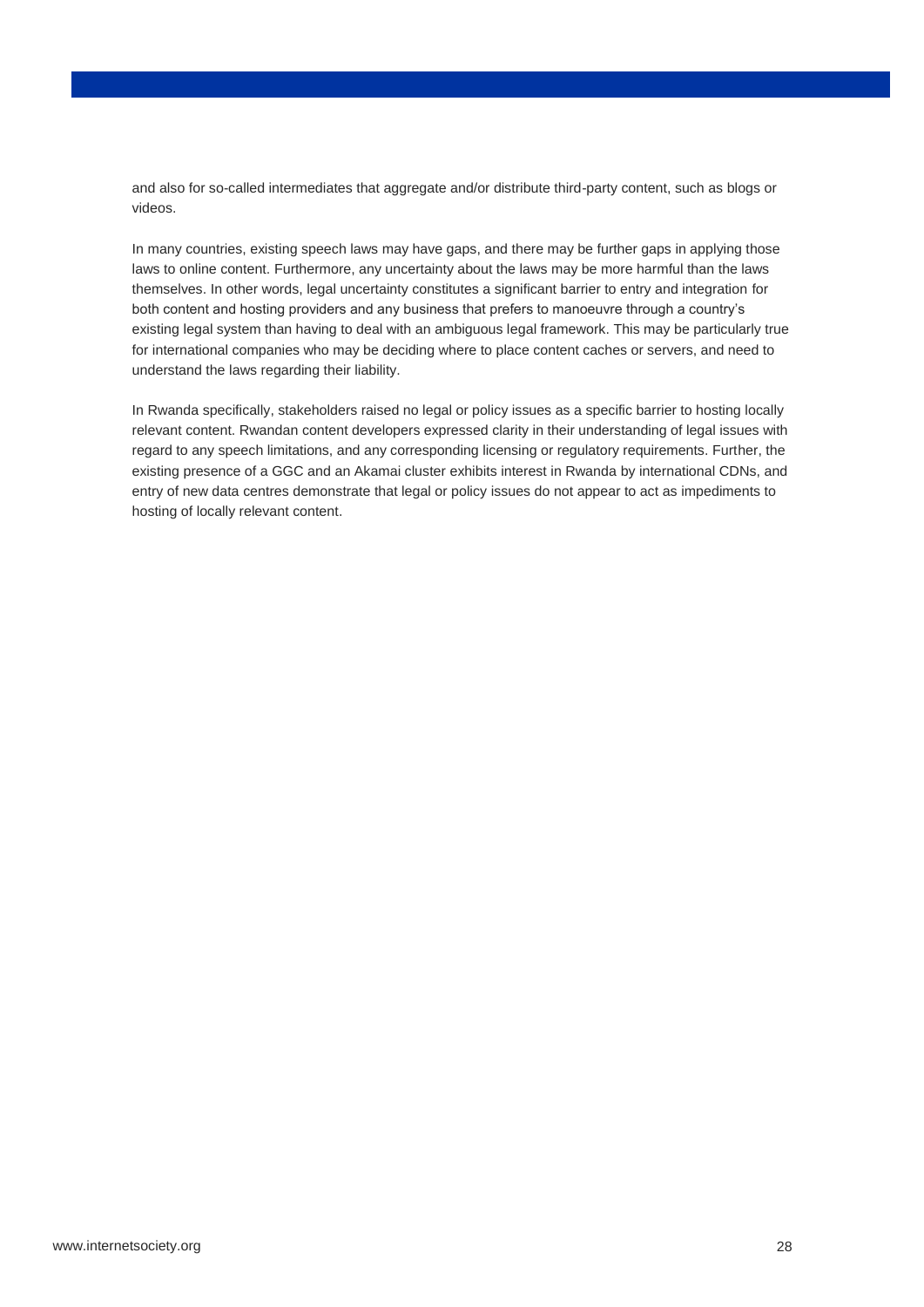and also for so-called intermediates that aggregate and/or distribute third-party content, such as blogs or videos.

In many countries, existing speech laws may have gaps, and there may be further gaps in applying those laws to online content. Furthermore, any uncertainty about the laws may be more harmful than the laws themselves. In other words, legal uncertainty constitutes a significant barrier to entry and integration for both content and hosting providers and any business that prefers to manoeuvre through a country's existing legal system than having to deal with an ambiguous legal framework. This may be particularly true for international companies who may be deciding where to place content caches or servers, and need to understand the laws regarding their liability.

In Rwanda specifically, stakeholders raised no legal or policy issues as a specific barrier to hosting locally relevant content. Rwandan content developers expressed clarity in their understanding of legal issues with regard to any speech limitations, and any corresponding licensing or regulatory requirements. Further, the existing presence of a GGC and an Akamai cluster exhibits interest in Rwanda by international CDNs, and entry of new data centres demonstrate that legal or policy issues do not appear to act as impediments to hosting of locally relevant content.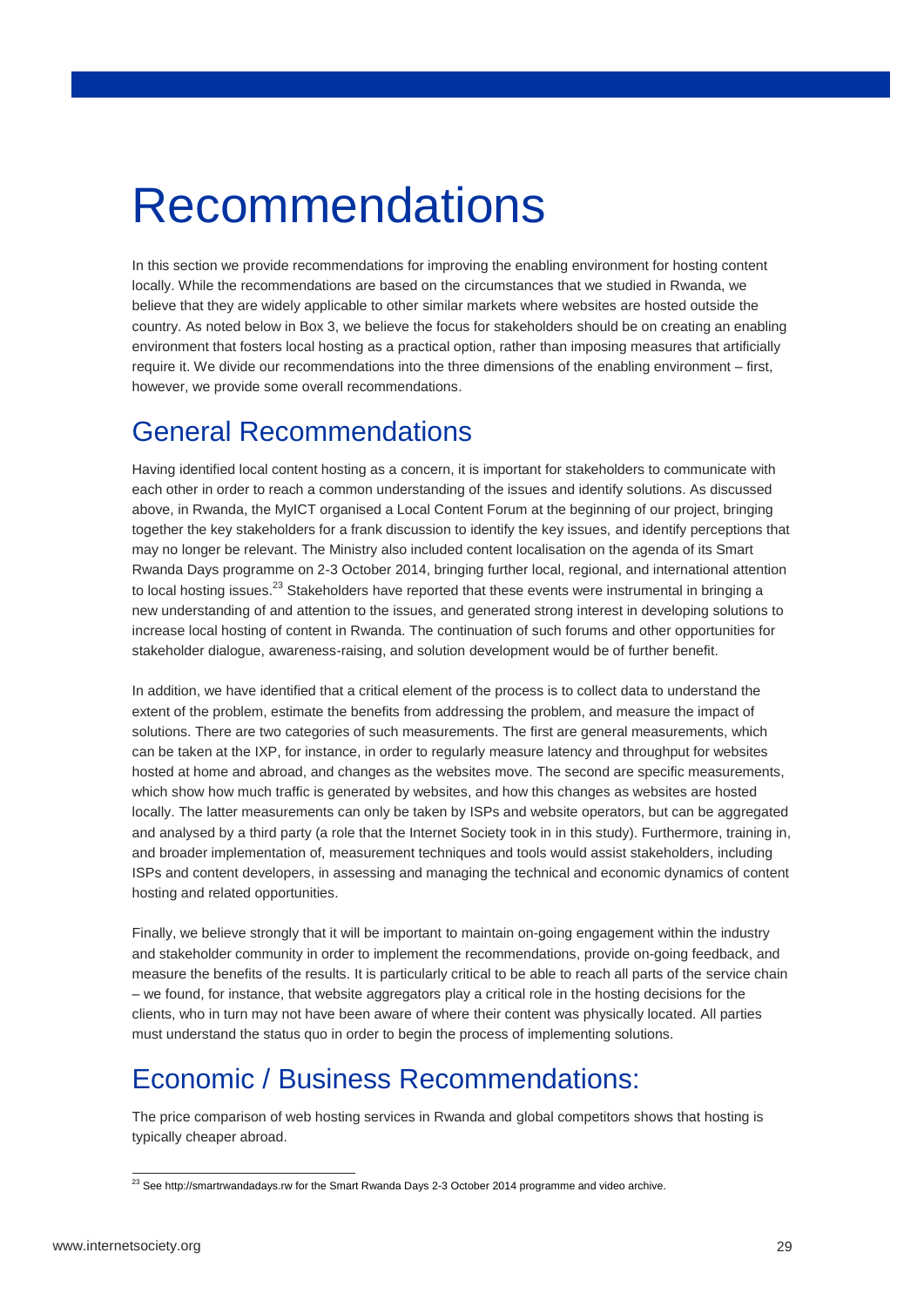# Recommendations

In this section we provide recommendations for improving the enabling environment for hosting content locally. While the recommendations are based on the circumstances that we studied in Rwanda, we believe that they are widely applicable to other similar markets where websites are hosted outside the country. As noted below in Box 3, we believe the focus for stakeholders should be on creating an enabling environment that fosters local hosting as a practical option, rather than imposing measures that artificially require it. We divide our recommendations into the three dimensions of the enabling environment – first, however, we provide some overall recommendations.

## General Recommendations

Having identified local content hosting as a concern, it is important for stakeholders to communicate with each other in order to reach a common understanding of the issues and identify solutions. As discussed above, in Rwanda, the MyICT organised a Local Content Forum at the beginning of our project, bringing together the key stakeholders for a frank discussion to identify the key issues, and identify perceptions that may no longer be relevant. The Ministry also included content localisation on the agenda of its Smart Rwanda Days programme on 2-3 October 2014, bringing further local, regional, and international attention to local hosting issues.[23] Stakeholders have reported that these events were instrumental in bringing a new understanding of and attention to the issues, and generated strong interest in developing solutions to increase local hosting of content in Rwanda. The continuation of such forums and other opportunities for stakeholder dialogue, awareness-raising, and solution development would be of further benefit.

In addition, we have identified that a critical element of the process is to collect data to understand the extent of the problem, estimate the benefits from addressing the problem, and measure the impact of solutions. There are two categories of such measurements. The first are general measurements, which can be taken at the IXP, for instance, in order to regularly measure latency and throughput for websites hosted at home and abroad, and changes as the websites move. The second are specific measurements, which show how much traffic is generated by websites, and how this changes as websites are hosted locally. The latter measurements can only be taken by ISPs and website operators, but can be aggregated and analysed by a third party (a role that the Internet Society took in in this study). Furthermore, training in, and broader implementation of, measurement techniques and tools would assist stakeholders, including ISPs and content developers, in assessing and managing the technical and economic dynamics of content hosting and related opportunities.

Finally, we believe strongly that it will be important to maintain on-going engagement within the industry and stakeholder community in order to implement the recommendations, provide on-going feedback, and measure the benefits of the results. It is particularly critical to be able to reach all parts of the service chain – we found, for instance, that website aggregators play a critical role in the hosting decisions for the clients, who in turn may not have been aware of where their content was physically located. All parties must understand the status quo in order to begin the process of implementing solutions.

## Economic / Business Recommendations:

The price comparison of web hosting services in Rwanda and global competitors shows that hosting is typically cheaper abroad.

[23] See http://smartrwandadays.rw for the Smart Rwanda Days 2-3 October 2014 programme and video archive.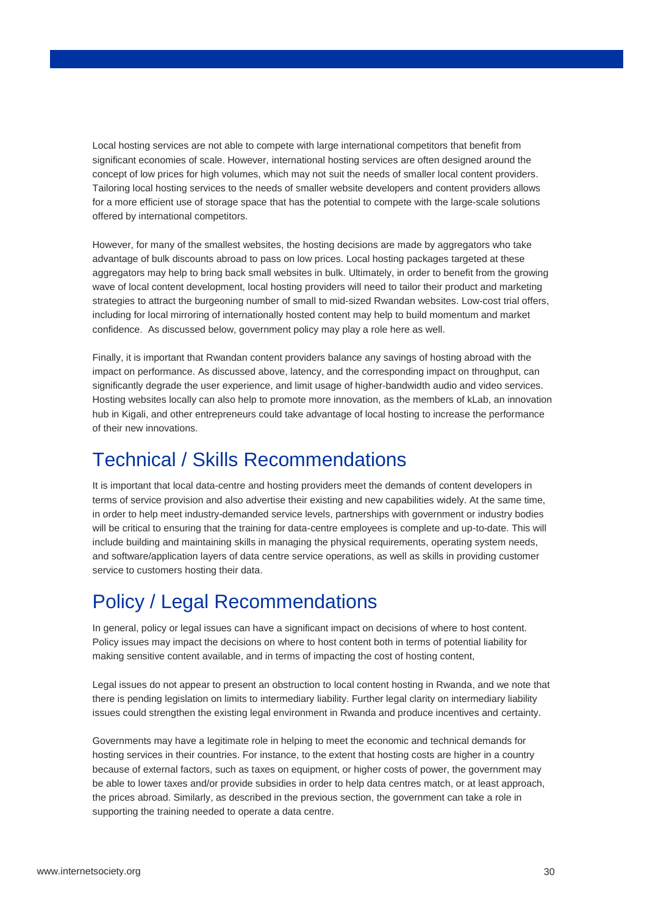Local hosting services are not able to compete with large international competitors that benefit from significant economies of scale. However, international hosting services are often designed around the concept of low prices for high volumes, which may not suit the needs of smaller local content providers. Tailoring local hosting services to the needs of smaller website developers and content providers allows for a more efficient use of storage space that has the potential to compete with the large-scale solutions offered by international competitors.

However, for many of the smallest websites, the hosting decisions are made by aggregators who take advantage of bulk discounts abroad to pass on low prices. Local hosting packages targeted at these aggregators may help to bring back small websites in bulk. Ultimately, in order to benefit from the growing wave of local content development, local hosting providers will need to tailor their product and marketing strategies to attract the burgeoning number of small to mid-sized Rwandan websites. Low-cost trial offers, including for local mirroring of internationally hosted content may help to build momentum and market confidence. As discussed below, government policy may play a role here as well.

Finally, it is important that Rwandan content providers balance any savings of hosting abroad with the impact on performance. As discussed above, latency, and the corresponding impact on throughput, can significantly degrade the user experience, and limit usage of higher-bandwidth audio and video services. Hosting websites locally can also help to promote more innovation, as the members of kLab, an innovation hub in Kigali, and other entrepreneurs could take advantage of local hosting to increase the performance of their new innovations.

## Technical / Skills Recommendations

It is important that local data-centre and hosting providers meet the demands of content developers in terms of service provision and also advertise their existing and new capabilities widely. At the same time, in order to help meet industry-demanded service levels, partnerships with government or industry bodies will be critical to ensuring that the training for data-centre employees is complete and up-to-date. This will include building and maintaining skills in managing the physical requirements, operating system needs, and software/application layers of data centre service operations, as well as skills in providing customer service to customers hosting their data.

## Policy / Legal Recommendations

In general, policy or legal issues can have a significant impact on decisions of where to host content. Policy issues may impact the decisions on where to host content both in terms of potential liability for making sensitive content available, and in terms of impacting the cost of hosting content,

Legal issues do not appear to present an obstruction to local content hosting in Rwanda, and we note that there is pending legislation on limits to intermediary liability. Further legal clarity on intermediary liability issues could strengthen the existing legal environment in Rwanda and produce incentives and certainty.

Governments may have a legitimate role in helping to meet the economic and technical demands for hosting services in their countries. For instance, to the extent that hosting costs are higher in a country because of external factors, such as taxes on equipment, or higher costs of power, the government may be able to lower taxes and/or provide subsidies in order to help data centres match, or at least approach, the prices abroad. Similarly, as described in the previous section, the government can take a role in supporting the training needed to operate a data centre.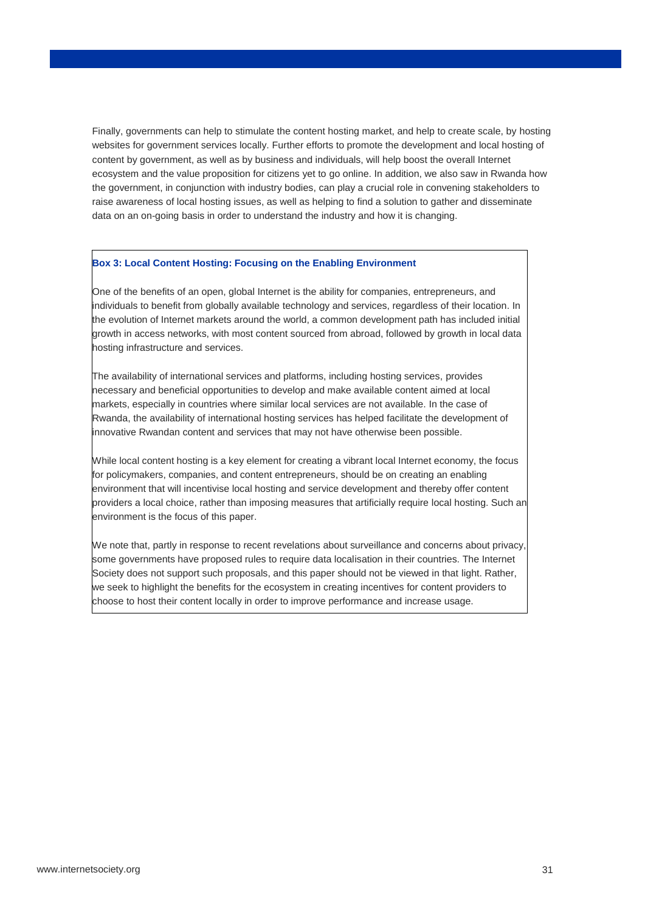Finally, governments can help to stimulate the content hosting market, and help to create scale, by hosting websites for government services locally. Further efforts to promote the development and local hosting of content by government, as well as by business and individuals, will help boost the overall Internet ecosystem and the value proposition for citizens yet to go online. In addition, we also saw in Rwanda how the government, in conjunction with industry bodies, can play a crucial role in convening stakeholders to raise awareness of local hosting issues, as well as helping to find a solution to gather and disseminate data on an on-going basis in order to understand the industry and how it is changing.

**Box 3: Local Content Hosting: Focusing on the Enabling Environment**

One of the benefits of an open, global Internet is the ability for companies, entrepreneurs, and individuals to benefit from globally available technology and services, regardless of their location. In the evolution of Internet markets around the world, a common development path has included initial growth in access networks, with most content sourced from abroad, followed by growth in local data hosting infrastructure and services.

The availability of international services and platforms, including hosting services, provides necessary and beneficial opportunities to develop and make available content aimed at local markets, especially in countries where similar local services are not available. In the case of Rwanda, the availability of international hosting services has helped facilitate the development of innovative Rwandan content and services that may not have otherwise been possible.

While local content hosting is a key element for creating a vibrant local Internet economy, the focus for policymakers, companies, and content entrepreneurs, should be on creating an enabling environment that will incentivise local hosting and service development and thereby offer content providers a local choice, rather than imposing measures that artificially require local hosting. Such an environment is the focus of this paper.

We note that, partly in response to recent revelations about surveillance and concerns about privacy, some governments have proposed rules to require data localisation in their countries. The Internet Society does not support such proposals, and this paper should not be viewed in that light. Rather, we seek to highlight the benefits for the ecosystem in creating incentives for content providers to choose to host their content locally in order to improve performance and increase usage.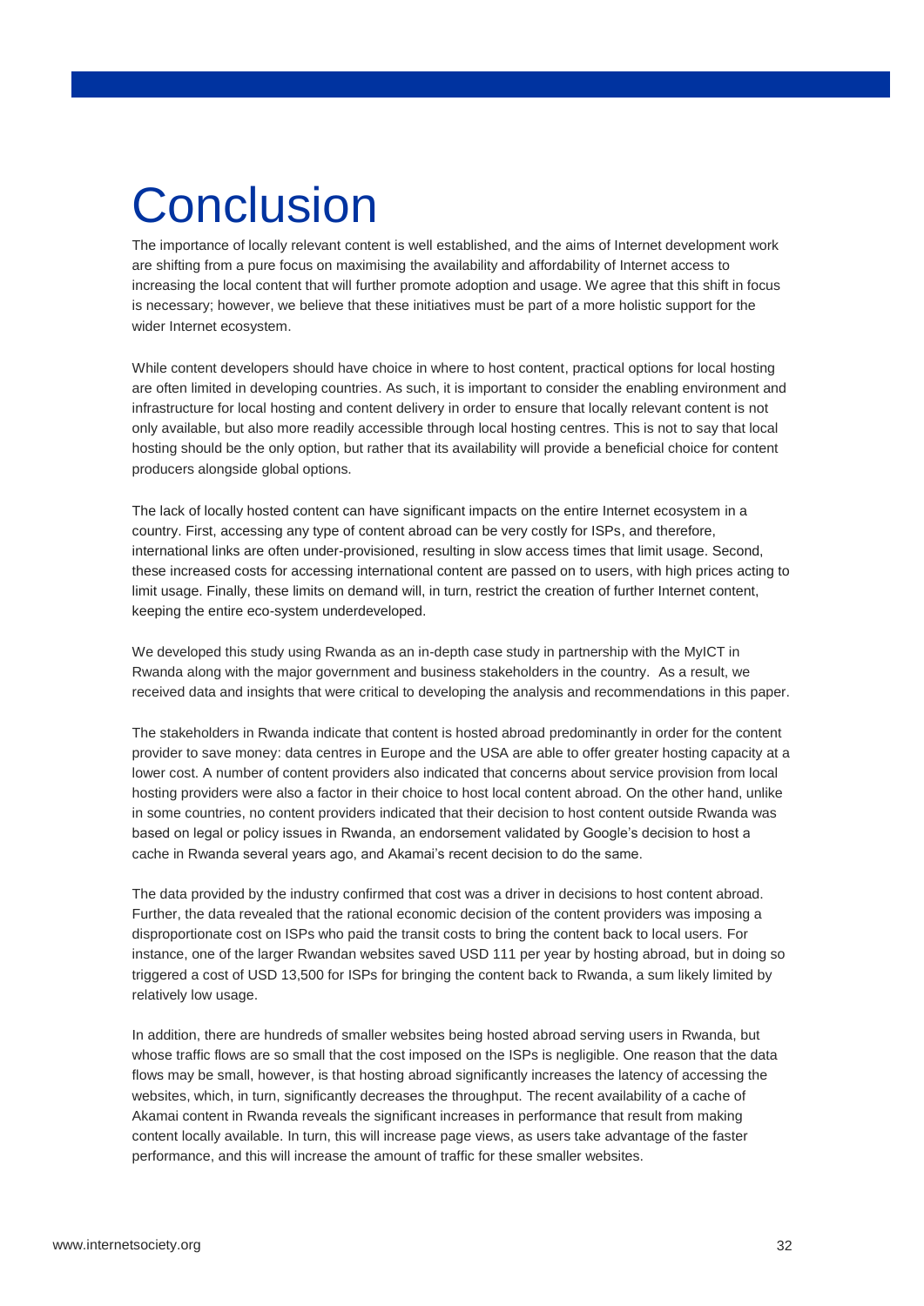# Conclusion

The importance of locally relevant content is well established, and the aims of Internet development work are shifting from a pure focus on maximising the availability and affordability of Internet access to increasing the local content that will further promote adoption and usage. We agree that this shift in focus is necessary; however, we believe that these initiatives must be part of a more holistic support for the wider Internet ecosystem.

While content developers should have choice in where to host content, practical options for local hosting are often limited in developing countries. As such, it is important to consider the enabling environment and infrastructure for local hosting and content delivery in order to ensure that locally relevant content is not only available, but also more readily accessible through local hosting centres. This is not to say that local hosting should be the only option, but rather that its availability will provide a beneficial choice for content producers alongside global options.

The lack of locally hosted content can have significant impacts on the entire Internet ecosystem in a country. First, accessing any type of content abroad can be very costly for ISPs, and therefore, international links are often under-provisioned, resulting in slow access times that limit usage. Second, these increased costs for accessing international content are passed on to users, with high prices acting to limit usage. Finally, these limits on demand will, in turn, restrict the creation of further Internet content, keeping the entire eco-system underdeveloped.

We developed this study using Rwanda as an in-depth case study in partnership with the MyICT in Rwanda along with the major government and business stakeholders in the country. As a result, we received data and insights that were critical to developing the analysis and recommendations in this paper.

The stakeholders in Rwanda indicate that content is hosted abroad predominantly in order for the content provider to save money: data centres in Europe and the USA are able to offer greater hosting capacity at a lower cost. A number of content providers also indicated that concerns about service provision from local hosting providers were also a factor in their choice to host local content abroad. On the other hand, unlike in some countries, no content providers indicated that their decision to host content outside Rwanda was based on legal or policy issues in Rwanda, an endorsement validated by Google's decision to host a cache in Rwanda several years ago, and Akamai's recent decision to do the same.

The data provided by the industry confirmed that cost was a driver in decisions to host content abroad. Further, the data revealed that the rational economic decision of the content providers was imposing a disproportionate cost on ISPs who paid the transit costs to bring the content back to local users. For instance, one of the larger Rwandan websites saved USD 111 per year by hosting abroad, but in doing so triggered a cost of USD 13,500 for ISPs for bringing the content back to Rwanda, a sum likely limited by relatively low usage.

In addition, there are hundreds of smaller websites being hosted abroad serving users in Rwanda, but whose traffic flows are so small that the cost imposed on the ISPs is negligible. One reason that the data flows may be small, however, is that hosting abroad significantly increases the latency of accessing the websites, which, in turn, significantly decreases the throughput. The recent availability of a cache of Akamai content in Rwanda reveals the significant increases in performance that result from making content locally available. In turn, this will increase page views, as users take advantage of the faster performance, and this will increase the amount of traffic for these smaller websites.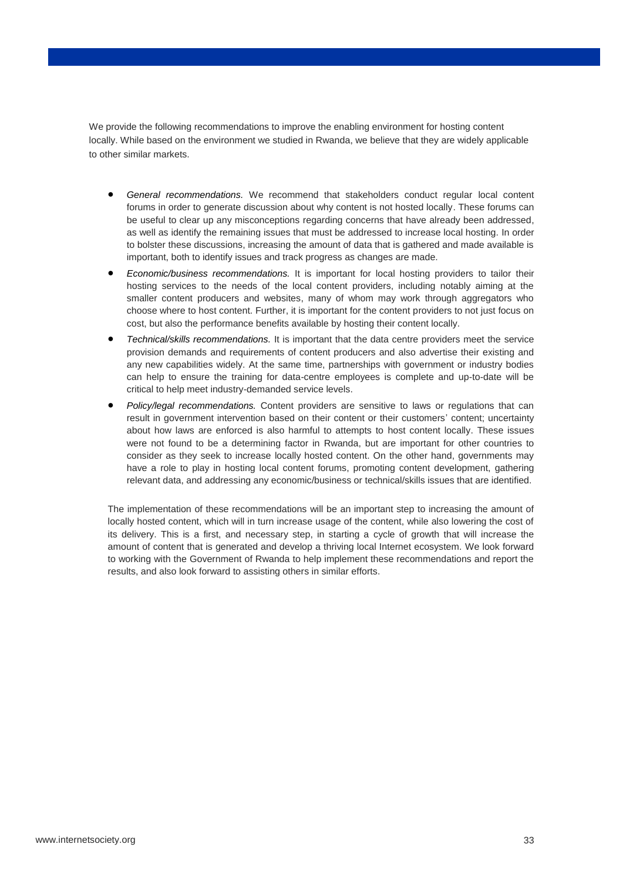We provide the following recommendations to improve the enabling environment for hosting content locally. While based on the environment we studied in Rwanda, we believe that they are widely applicable to other similar markets.

- *General recommendations.* We recommend that stakeholders conduct regular local content forums in order to generate discussion about why content is not hosted locally. These forums can be useful to clear up any misconceptions regarding concerns that have already been addressed, as well as identify the remaining issues that must be addressed to increase local hosting. In order to bolster these discussions, increasing the amount of data that is gathered and made available is important, both to identify issues and track progress as changes are made.
- *Economic/business recommendations.* It is important for local hosting providers to tailor their hosting services to the needs of the local content providers, including notably aiming at the smaller content producers and websites, many of whom may work through aggregators who choose where to host content. Further, it is important for the content providers to not just focus on cost, but also the performance benefits available by hosting their content locally.
- *Technical/skills recommendations.* It is important that the data centre providers meet the service provision demands and requirements of content producers and also advertise their existing and any new capabilities widely. At the same time, partnerships with government or industry bodies can help to ensure the training for data-centre employees is complete and up-to-date will be critical to help meet industry-demanded service levels.
- *Policy/legal recommendations.* Content providers are sensitive to laws or regulations that can result in government intervention based on their content or their customers' content; uncertainty about how laws are enforced is also harmful to attempts to host content locally. These issues were not found to be a determining factor in Rwanda, but are important for other countries to consider as they seek to increase locally hosted content. On the other hand, governments may have a role to play in hosting local content forums, promoting content development, gathering relevant data, and addressing any economic/business or technical/skills issues that are identified.

The implementation of these recommendations will be an important step to increasing the amount of locally hosted content, which will in turn increase usage of the content, while also lowering the cost of its delivery. This is a first, and necessary step, in starting a cycle of growth that will increase the amount of content that is generated and develop a thriving local Internet ecosystem. We look forward to working with the Government of Rwanda to help implement these recommendations and report the results, and also look forward to assisting others in similar efforts.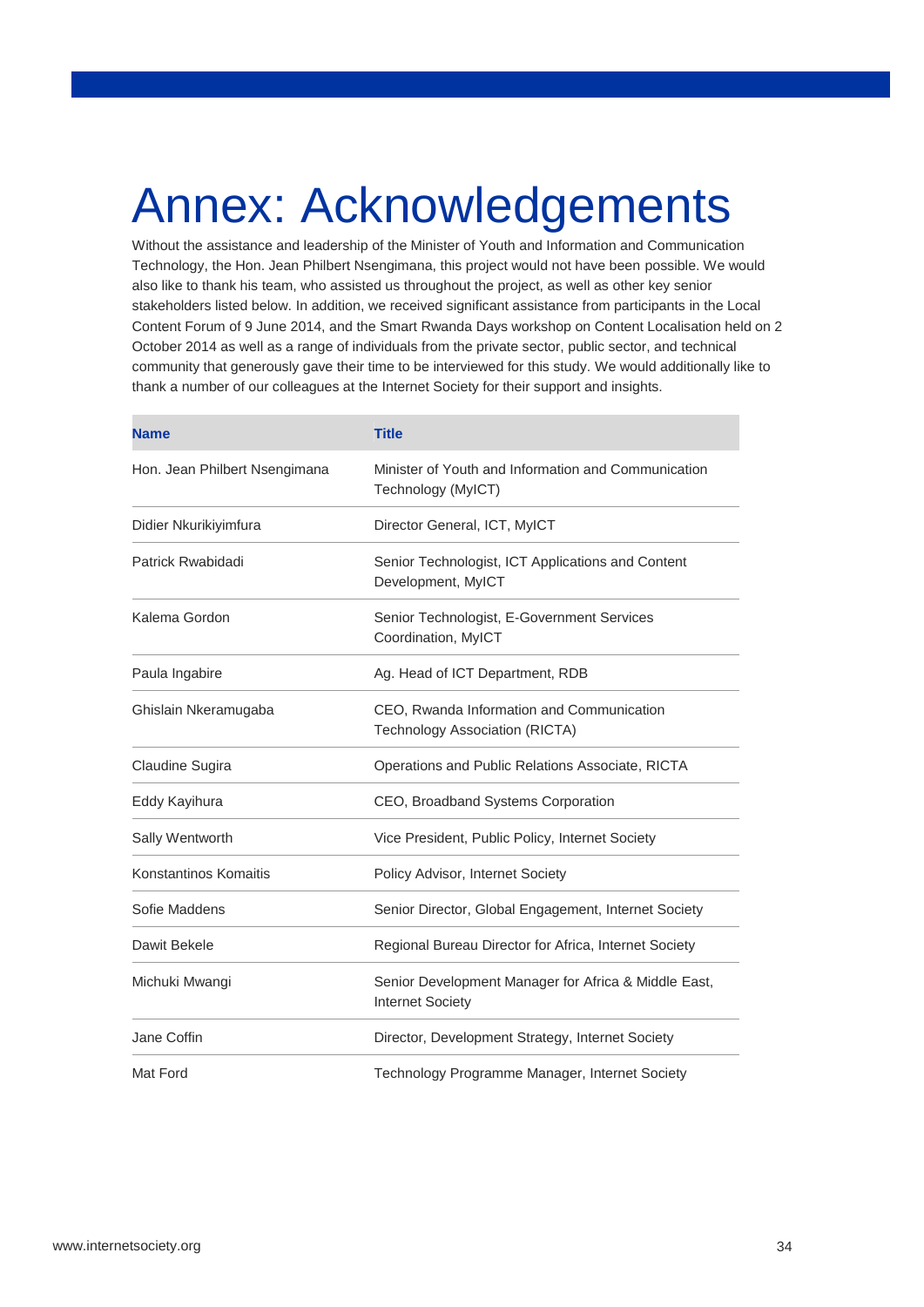# Annex: Acknowledgements

Without the assistance and leadership of the Minister of Youth and Information and Communication Technology, the Hon. Jean Philbert Nsengimana, this project would not have been possible. We would also like to thank his team, who assisted us throughout the project, as well as other key senior stakeholders listed below. In addition, we received significant assistance from participants in the Local Content Forum of 9 June 2014, and the Smart Rwanda Days workshop on Content Localisation held on 2 October 2014 as well as a range of individuals from the private sector, public sector, and technical community that generously gave their time to be interviewed for this study. We would additionally like to thank a number of our colleagues at the Internet Society for their support and insights.

| Name | Title |
|---|---|
| Hon. Jean Philbert Nsengimana | Minister of Youth and Information and Communication Technology (MyICT) |
| Didier Nkurikiyimfura | Director General, ICT, MyICT |
| Patrick Rwabidadi | Senior Technologist, ICT Applications and Content Development, MyICT |
| Kalema Gordon | Senior Technologist, E-Government Services Coordination, MyICT |
| Paula Ingabire | Ag. Head of ICT Department, RDB |
| Ghislain Nkeramugaba | CEO, Rwanda Information and Communication Technology Association (RICTA) |
| Claudine Sugira | Operations and Public Relations Associate, RICTA |
| Eddy Kayihura | CEO, Broadband Systems Corporation |
| Sally Wentworth | Vice President, Public Policy, Internet Society |
| Konstantinos Komaitis | Policy Advisor, Internet Society |
| Sofie Maddens | Senior Director, Global Engagement, Internet Society |
| Dawit Bekele | Regional Bureau Director for Africa, Internet Society |
| Michuki Mwangi | Senior Development Manager for Africa & Middle East, Internet Society |
| Jane Coffin | Director, Development Strategy, Internet Society |
| Mat Ford | Technology Programme Manager, Internet Society |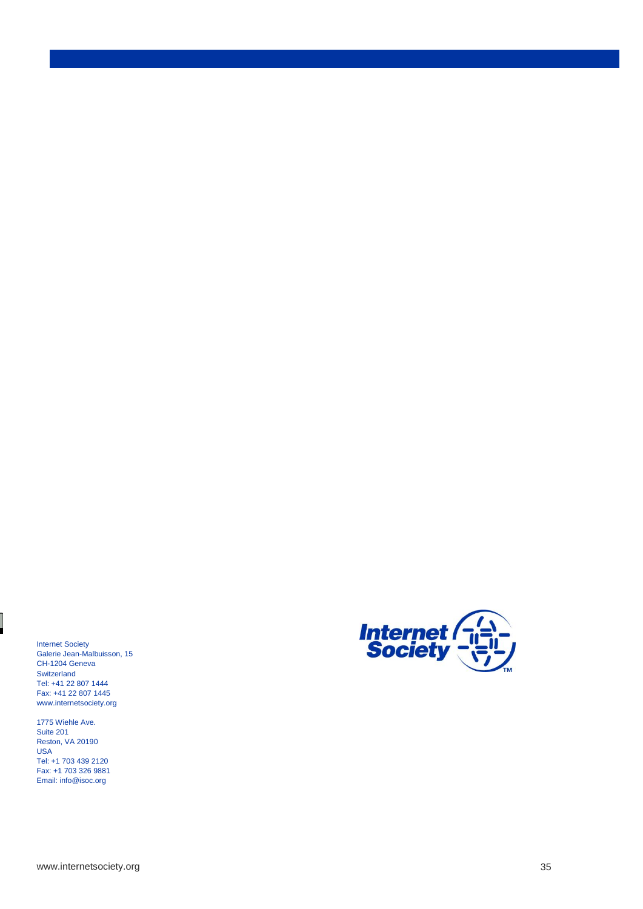Internet Society
Galerie Jean-Malbuisson, 15
CH-1204 Geneva
Switzerland
Tel: +41 22 807 1444
Fax: +41 22 807 1445
www.internetsociety.org

1775 Wiehle Ave.
Suite 201
Reston, VA 20190
USA
Tel: +1 703 439 2120
Fax: +1 703 326 9881
Email: info@isoc.org